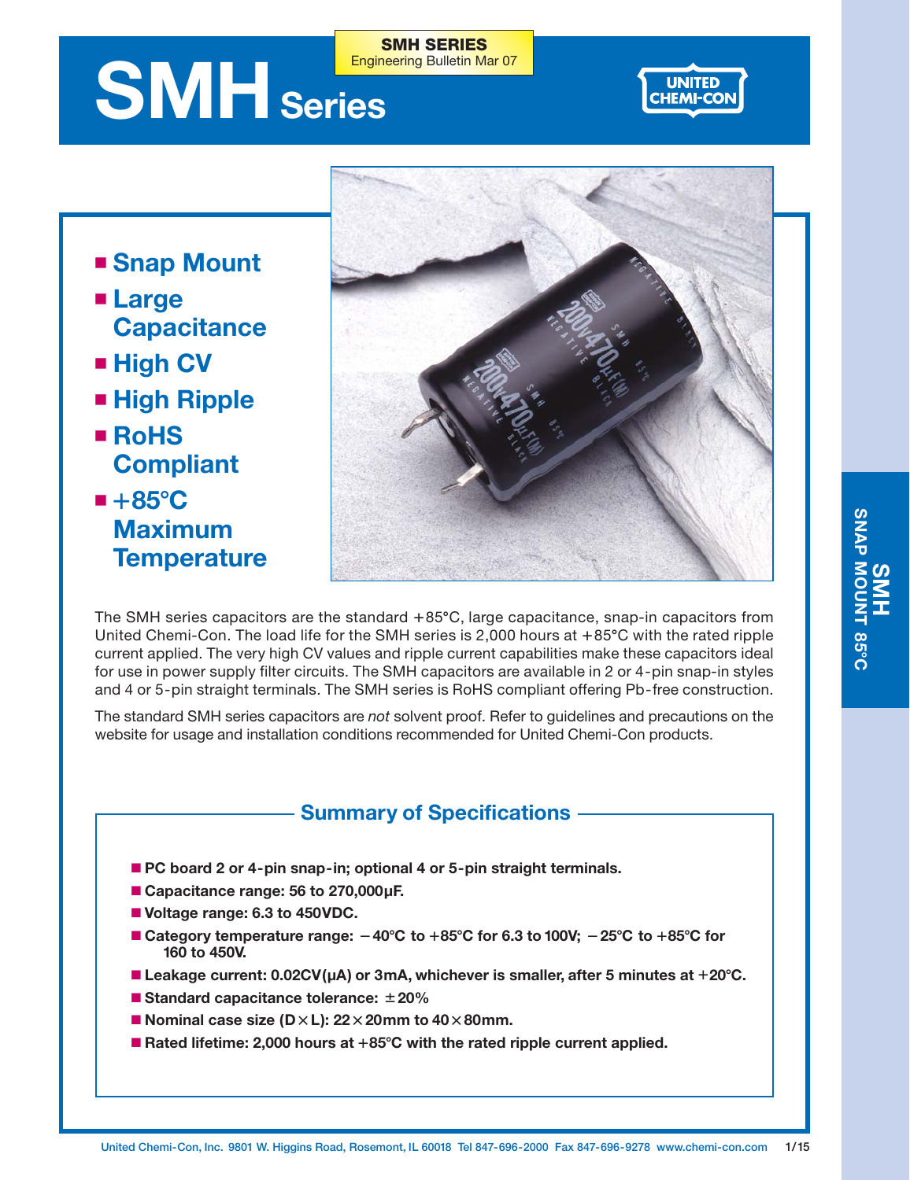SMH SERIES
Engineering Bulletin Mar 07

# SMH Series

- **Snap Mount**
- **Large Capacitance**
- **High CV**
- **High Ripple**
- **RoHS Compliant**
- **+85°C Maximum Temperature**

The SMH series capacitors are the standard +85°C, large capacitance, snap-in capacitors from United Chemi-Con. The load life for the SMH series is 2,000 hours at +85°C with the rated ripple current applied. The very high CV values and ripple current capabilities make these capacitors ideal for use in power supply filter circuits. The SMH capacitors are available in 2 or 4-pin snap-in styles and 4 or 5-pin straight terminals. The SMH series is RoHS compliant offering Pb-free construction.

The standard SMH series capacitors are *not* solvent proof. Refer to guidelines and precautions on the website for usage and installation conditions recommended for United Chemi-Con products.

## Summary of Specifications

- **PC board 2 or 4-pin snap-in; optional 4 or 5-pin straight terminals.**
- **Capacitance range: 56 to 270,000µF.**
- **Voltage range: 6.3 to 450VDC.**
- **Category temperature range: −40°C to +85°C for 6.3 to 100V; −25°C to +85°C for 160 to 450V.**
- **Leakage current: 0.02CV(µA) or 3mA, whichever is smaller, after 5 minutes at +20°C.**
- **Standard capacitance tolerance: ±20%**
- **Nominal case size (D×L): 22×20mm to 40×80mm.**
- **Rated lifetime: 2,000 hours at +85°C with the rated ripple current applied.**

United Chemi-Con, Inc. 9801 W. Higgins Road, Rosemont, IL 60018 Tel 847-696-2000 Fax 847-696-9278 www.chemi-con.com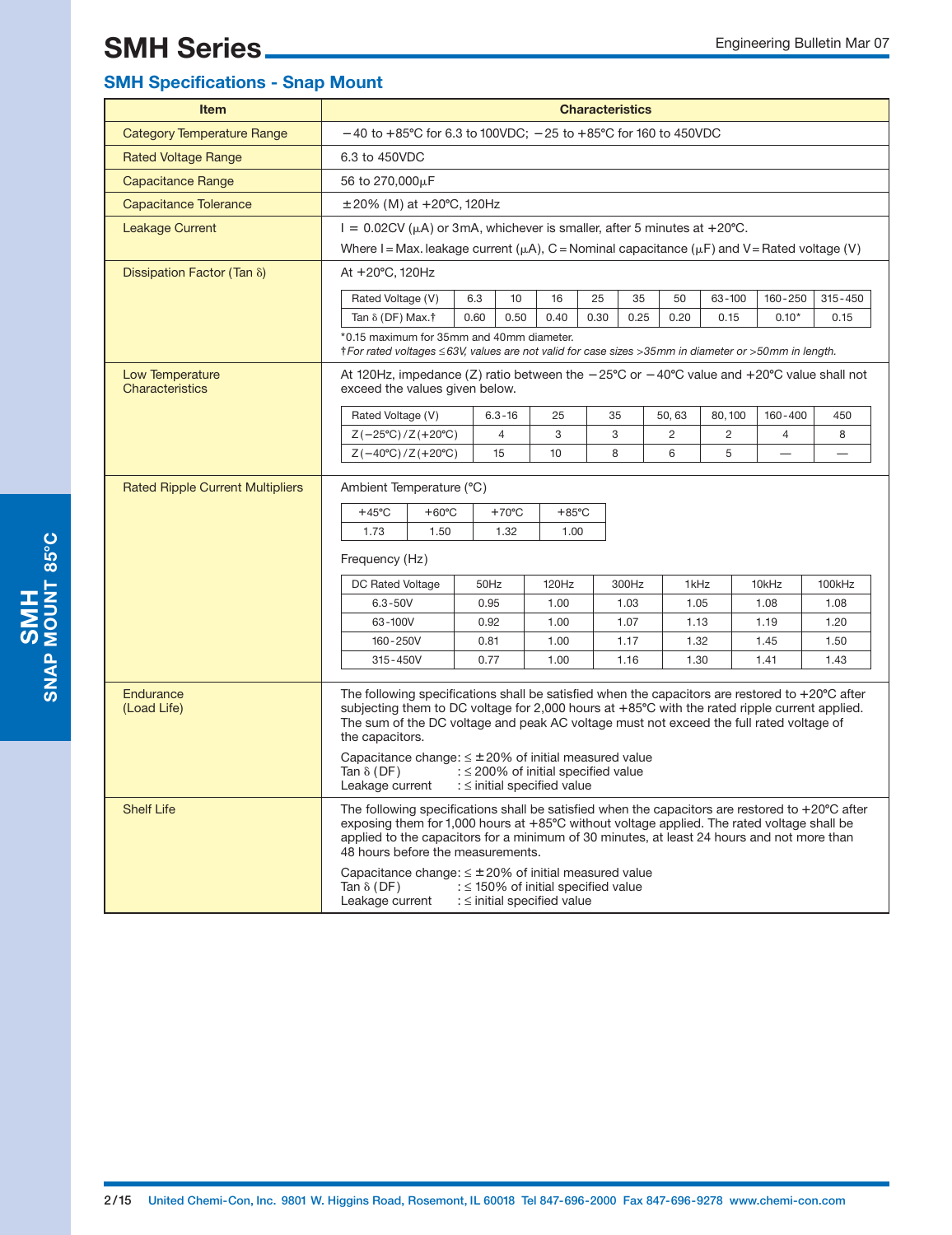# SMH Series

## SMH Specifications - Snap Mount

| Item | Characteristics |
|---|---|
| Category Temperature Range | −40 to +85°C for 6.3 to 100VDC; −25 to +85°C for 160 to 450VDC |
| Rated Voltage Range | 6.3 to 450VDC |
| Capacitance Range | 56 to 270,000μF |
| Capacitance Tolerance | ±20% (M) at +20°C, 120Hz |
| Leakage Current | I = 0.02CV (μA) or 3mA, whichever is smaller, after 5 minutes at +20°C. Where I = Max. leakage current (μA), C = Nominal capacitance (μF) and V = Rated voltage (V) |

**Dissipation Factor (Tan δ)**

At +20°C, 120Hz

| Rated Voltage (V) | 6.3 | 10 | 16 | 25 | 35 | 50 | 63-100 | 160-250 | 315-450 |
|---|---|---|---|---|---|---|---|---|---|
| Tan δ (DF) Max.† | 0.60 | 0.50 | 0.40 | 0.30 | 0.25 | 0.20 | 0.15 | 0.10* | 0.15 |

*0.15 maximum for 35mm and 40mm diameter.

†*For rated voltages ≤63V, values are not valid for case sizes >35mm in diameter or >50mm in length.*

**Low Temperature Characteristics**

At 120Hz, impedance (Z) ratio between the −25°C or −40°C value and +20°C value shall not exceed the values given below.

| Rated Voltage (V) | 6.3-16 | 25 | 35 | 50, 63 | 80, 100 | 160-400 | 450 |
|---|---|---|---|---|---|---|---|
| Z(−25°C)/Z(+20°C) | 4 | 3 | 3 | 2 | 2 | 4 | 8 |
| Z(−40°C)/Z(+20°C) | 15 | 10 | 8 | 6 | 5 | — | — |

**Rated Ripple Current Multipliers**

Ambient Temperature (°C)

| +45°C | +60°C | +70°C | +85°C |
|---|---|---|---|
| 1.73 | 1.50 | 1.32 | 1.00 |

Frequency (Hz)

| DC Rated Voltage | 50Hz | 120Hz | 300Hz | 1kHz | 10kHz | 100kHz |
|---|---|---|---|---|---|---|
| 6.3-50V | 0.95 | 1.00 | 1.03 | 1.05 | 1.08 | 1.08 |
| 63-100V | 0.92 | 1.00 | 1.07 | 1.13 | 1.19 | 1.20 |
| 160-250V | 0.81 | 1.00 | 1.17 | 1.32 | 1.45 | 1.50 |
| 315-450V | 0.77 | 1.00 | 1.16 | 1.30 | 1.41 | 1.43 |

**Endurance (Load Life)**

The following specifications shall be satisfied when the capacitors are restored to +20°C after subjecting them to DC voltage for 2,000 hours at +85°C with the rated ripple current applied. The sum of the DC voltage and peak AC voltage must not exceed the full rated voltage of the capacitors.

Capacitance change: ≤ ±20% of initial measured value
Tan δ (DF) : ≤ 200% of initial specified value
Leakage current : ≤ initial specified value

**Shelf Life**

The following specifications shall be satisfied when the capacitors are restored to +20°C after exposing them for 1,000 hours at +85°C without voltage applied. The rated voltage shall be applied to the capacitors for a minimum of 30 minutes, at least 24 hours and not more than 48 hours before the measurements.

Capacitance change: ≤ ±20% of initial measured value
Tan δ (DF) : ≤ 150% of initial specified value
Leakage current : ≤ initial specified value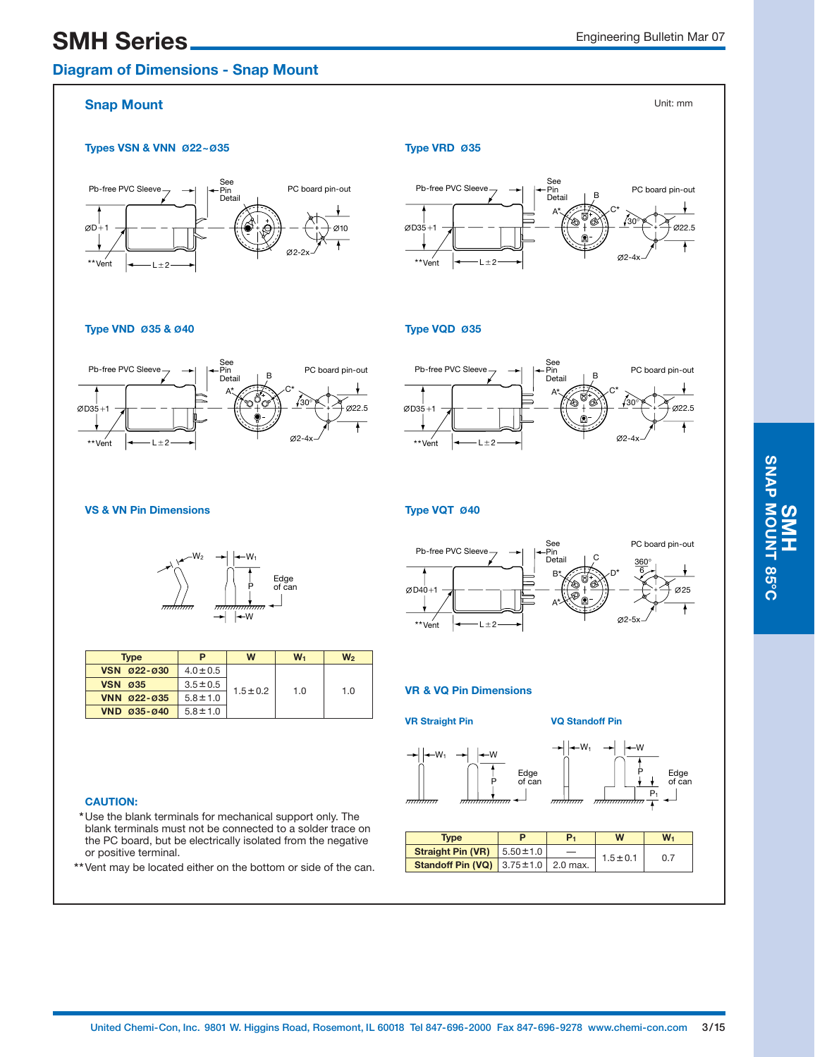# SMH Series

## Diagram of Dimensions - Snap Mount

### Snap Mount

Unit: mm

#### Types VSN & VNN Ø22~Ø35

Pb-free PVC Sleeve | See Pin Detail | PC board pin-out | ØD+1 | **Vent | L±2 | Ø10 | Ø2-2x

#### Type VRD Ø35

Pb-free PVC Sleeve | See Pin Detail | PC board pin-out | ØD35+1 | **Vent | L±2 | A* | B | C* | 30° | Ø22.5 | Ø2-4x

#### Type VND Ø35 & Ø40

Pb-free PVC Sleeve | See Pin Detail | PC board pin-out | ØD35+1 | **Vent | L±2 | A* | B | C* | 30° | Ø22.5 | Ø2-4x

#### Type VQD Ø35

Pb-free PVC Sleeve | See Pin Detail | PC board pin-out | ØD35+1 | **Vent | L±2 | A* | B | C* | 30° | Ø22.5 | Ø2-4x

#### VS & VN Pin Dimensions

$W_2$ | $W_1$ | P | W | Edge of can

| Type | P | W | $W_1$ | $W_2$ |
|---|---|---|---|---|
| VSN Ø22-Ø30 | 4.0±0.5 | 1.5±0.2 | 1.0 | 1.0 |
| VSN Ø35 | 3.5±0.5 | | | |
| VNN Ø22-Ø35 | 5.8±1.0 | | | |
| VND Ø35-Ø40 | 5.8±1.0 | | | |

#### Type VQT Ø40

Pb-free PVC Sleeve | See Pin Detail | PC board pin-out | ØD40+1 | **Vent | L±2 | A* | B* | C | D* | 360°/6 | Ø25 | Ø2-5x

#### VR & VQ Pin Dimensions

VR Straight Pin | VQ Standoff Pin | $W_1$ | W | P | $P_1$ | Edge of can

| Type | P | $P_1$ | W | $W_1$ |
|---|---|---|---|---|
| Straight Pin (VR) | 5.50±1.0 | — | 1.5±0.1 | 0.7 |
| Standoff Pin (VQ) | 3.75±1.0 | 2.0 max. | | |

**CAUTION:**

*Use the blank terminals for mechanical support only. The blank terminals must not be connected to a solder trace on the PC board, but be electrically isolated from the negative or positive terminal.

**Vent may be located either on the bottom or side of the can.

United Chemi-Con, Inc. 9801 W. Higgins Road, Rosemont, IL 60018 Tel 847-696-2000 Fax 847-696-9278 www.chemi-con.com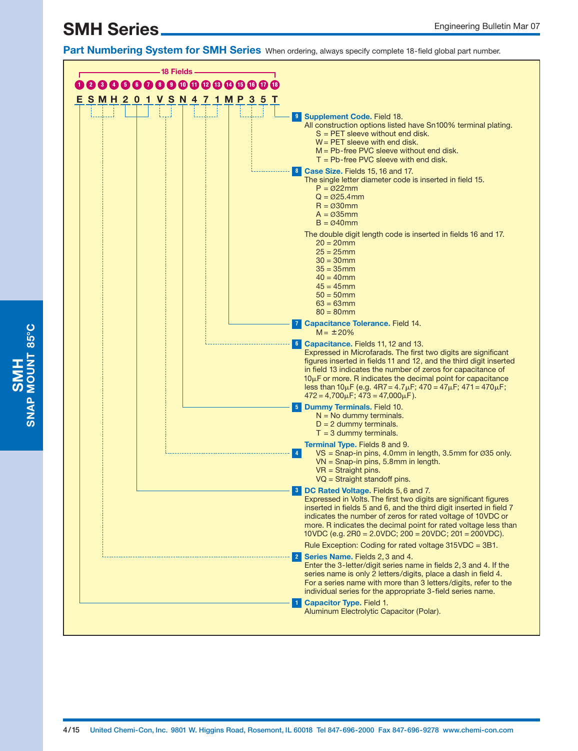## Part Numbering System for SMH Series

When ordering, always specify complete 18-field global part number.

18 Fields

| 1 | 2 | 3 | 4 | 5 | 6 | 7 | 8 | 9 | 10 | 11 | 12 | 13 | 14 | 15 | 16 | 17 | 18 |
|---|---|---|---|---|---|---|---|---|---|---|---|---|---|---|---|---|---|
| E | S | M | H | 2 | 0 | 1 | V | S | N | 4 | 7 | 1 | M | P | 3 | 5 | T |

**9 Supplement Code.** Field 18.
All construction options listed have Sn100% terminal plating.
- S = PET sleeve without end disk.
- W = PET sleeve with end disk.
- M = Pb-free PVC sleeve without end disk.
- T = Pb-free PVC sleeve with end disk.

**8 Case Size.** Fields 15, 16 and 17.
The single letter diameter code is inserted in field 15.
- P = Ø22mm
- Q = Ø25.4mm
- R = Ø30mm
- A = Ø35mm
- B = Ø40mm

The double digit length code is inserted in fields 16 and 17.
- 20 = 20mm
- 25 = 25mm
- 30 = 30mm
- 35 = 35mm
- 40 = 40mm
- 45 = 45mm
- 50 = 50mm
- 63 = 63mm
- 80 = 80mm

**7 Capacitance Tolerance.** Field 14.
- M = ±20%

**6 Capacitance.** Fields 11, 12 and 13.
Expressed in Microfarads. The first two digits are significant figures inserted in fields 11 and 12, and the third digit inserted in field 13 indicates the number of zeros for capacitance of 10µF or more. R indicates the decimal point for capacitance less than 10µF (e.g. 4R7 = 4.7µF; 470 = 47µF; 471 = 470µF; 472 = 4,700µF; 473 = 47,000µF).

**5 Dummy Terminals.** Field 10.
- N = No dummy terminals.
- D = 2 dummy terminals.
- T = 3 dummy terminals.

**4 Terminal Type.** Fields 8 and 9.
- VS = Snap-in pins, 4.0mm in length, 3.5mm for Ø35 only.
- VN = Snap-in pins, 5.8mm in length.
- VR = Straight pins.
- VQ = Straight standoff pins.

**3 DC Rated Voltage.** Fields 5, 6 and 7.
Expressed in Volts. The first two digits are significant figures inserted in fields 5 and 6, and the third digit inserted in field 7 indicates the number of zeros for rated voltage of 10VDC or more. R indicates the decimal point for rated voltage less than 10VDC (e.g. 2R0 = 2.0VDC; 200 = 20VDC; 201 = 200VDC).

Rule Exception: Coding for rated voltage 315VDC = 3B1.

**2 Series Name.** Fields 2, 3 and 4.
Enter the 3-letter/digit series name in fields 2, 3 and 4. If the series name is only 2 letters/digits, place a dash in field 4. For a series name with more than 3 letters/digits, refer to the individual series for the appropriate 3-field series name.

**1 Capacitor Type.** Field 1.
Aluminum Electrolytic Capacitor (Polar).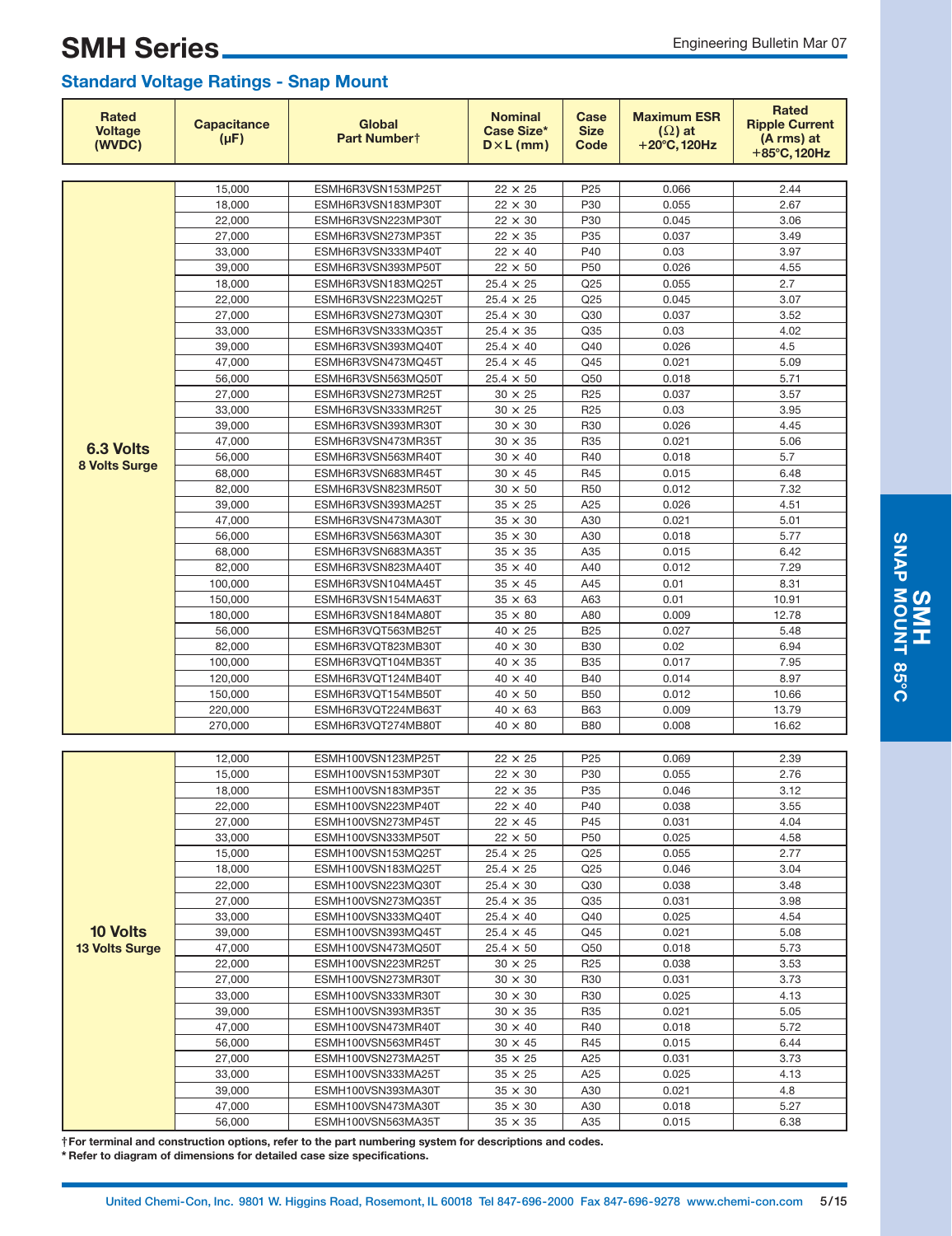# SMH Series

Engineering Bulletin Mar 07

## Standard Voltage Ratings - Snap Mount

| Rated Voltage (WVDC) | Capacitance (µF) | Global Part Number† | Nominal Case Size* D×L (mm) | Case Size Code | Maximum ESR (Ω) at +20°C, 120Hz | Rated Ripple Current (A rms) at +85°C, 120Hz |
|---|---|---|---|---|---|---|
| **6.3 Volts** **8 Volts Surge** | 15,000 | ESMH6R3VSN153MP25T | 22 × 25 | P25 | 0.066 | 2.44 |
| | 18,000 | ESMH6R3VSN183MP30T | 22 × 30 | P30 | 0.055 | 2.67 |
| | 22,000 | ESMH6R3VSN223MP30T | 22 × 30 | P30 | 0.045 | 3.06 |
| | 27,000 | ESMH6R3VSN273MP35T | 22 × 35 | P35 | 0.037 | 3.49 |
| | 33,000 | ESMH6R3VSN333MP40T | 22 × 40 | P40 | 0.03 | 3.97 |
| | 39,000 | ESMH6R3VSN393MP50T | 22 × 50 | P50 | 0.026 | 4.55 |
| | 18,000 | ESMH6R3VSN183MQ25T | 25.4 × 25 | Q25 | 0.055 | 2.7 |
| | 22,000 | ESMH6R3VSN223MQ25T | 25.4 × 25 | Q25 | 0.045 | 3.07 |
| | 27,000 | ESMH6R3VSN273MQ30T | 25.4 × 30 | Q30 | 0.037 | 3.52 |
| | 33,000 | ESMH6R3VSN333MQ35T | 25.4 × 35 | Q35 | 0.03 | 4.02 |
| | 39,000 | ESMH6R3VSN393MQ40T | 25.4 × 40 | Q40 | 0.026 | 4.5 |
| | 47,000 | ESMH6R3VSN473MQ45T | 25.4 × 45 | Q45 | 0.021 | 5.09 |
| | 56,000 | ESMH6R3VSN563MQ50T | 25.4 × 50 | Q50 | 0.018 | 5.71 |
| | 27,000 | ESMH6R3VSN273MR25T | 30 × 25 | R25 | 0.037 | 3.57 |
| | 33,000 | ESMH6R3VSN333MR25T | 30 × 25 | R25 | 0.03 | 3.95 |
| | 39,000 | ESMH6R3VSN393MR30T | 30 × 30 | R30 | 0.026 | 4.45 |
| | 47,000 | ESMH6R3VSN473MR35T | 30 × 35 | R35 | 0.021 | 5.06 |
| | 56,000 | ESMH6R3VSN563MR40T | 30 × 40 | R40 | 0.018 | 5.7 |
| | 68,000 | ESMH6R3VSN683MR45T | 30 × 45 | R45 | 0.015 | 6.48 |
| | 82,000 | ESMH6R3VSN823MR50T | 30 × 50 | R50 | 0.012 | 7.32 |
| | 39,000 | ESMH6R3VSN393MA25T | 35 × 25 | A25 | 0.026 | 4.51 |
| | 47,000 | ESMH6R3VSN473MA30T | 35 × 30 | A30 | 0.021 | 5.01 |
| | 56,000 | ESMH6R3VSN563MA30T | 35 × 30 | A30 | 0.018 | 5.77 |
| | 68,000 | ESMH6R3VSN683MA35T | 35 × 35 | A35 | 0.015 | 6.42 |
| | 82,000 | ESMH6R3VSN823MA40T | 35 × 40 | A40 | 0.012 | 7.29 |
| | 100,000 | ESMH6R3VSN104MA45T | 35 × 45 | A45 | 0.01 | 8.31 |
| | 150,000 | ESMH6R3VSN154MA63T | 35 × 63 | A63 | 0.01 | 10.91 |
| | 180,000 | ESMH6R3VSN184MA80T | 35 × 80 | A80 | 0.009 | 12.78 |
| | 56,000 | ESMH6R3VQT563MB25T | 40 × 25 | B25 | 0.027 | 5.48 |
| | 82,000 | ESMH6R3VQT823MB30T | 40 × 30 | B30 | 0.02 | 6.94 |
| | 100,000 | ESMH6R3VQT104MB35T | 40 × 35 | B35 | 0.017 | 7.95 |
| | 120,000 | ESMH6R3VQT124MB40T | 40 × 40 | B40 | 0.014 | 8.97 |
| | 150,000 | ESMH6R3VQT154MB50T | 40 × 50 | B50 | 0.012 | 10.66 |
| | 220,000 | ESMH6R3VQT224MB63T | 40 × 63 | B63 | 0.009 | 13.79 |
| | 270,000 | ESMH6R3VQT274MB80T | 40 × 80 | B80 | 0.008 | 16.62 |
| **10 Volts** **13 Volts Surge** | 12,000 | ESMH100VSN123MP25T | 22 × 25 | P25 | 0.069 | 2.39 |
| | 15,000 | ESMH100VSN153MP30T | 22 × 30 | P30 | 0.055 | 2.76 |
| | 18,000 | ESMH100VSN183MP35T | 22 × 35 | P35 | 0.046 | 3.12 |
| | 22,000 | ESMH100VSN223MP40T | 22 × 40 | P40 | 0.038 | 3.55 |
| | 27,000 | ESMH100VSN273MP45T | 22 × 45 | P45 | 0.031 | 4.04 |
| | 33,000 | ESMH100VSN333MP50T | 22 × 50 | P50 | 0.025 | 4.58 |
| | 15,000 | ESMH100VSN153MQ25T | 25.4 × 25 | Q25 | 0.055 | 2.77 |
| | 18,000 | ESMH100VSN183MQ25T | 25.4 × 25 | Q25 | 0.046 | 3.04 |
| | 22,000 | ESMH100VSN223MQ30T | 25.4 × 30 | Q30 | 0.038 | 3.48 |
| | 27,000 | ESMH100VSN273MQ35T | 25.4 × 35 | Q35 | 0.031 | 3.98 |
| | 33,000 | ESMH100VSN333MQ40T | 25.4 × 40 | Q40 | 0.025 | 4.54 |
| | 39,000 | ESMH100VSN393MQ45T | 25.4 × 45 | Q45 | 0.021 | 5.08 |
| | 47,000 | ESMH100VSN473MQ50T | 25.4 × 50 | Q50 | 0.018 | 5.73 |
| | 22,000 | ESMH100VSN223MR25T | 30 × 25 | R25 | 0.038 | 3.53 |
| | 27,000 | ESMH100VSN273MR30T | 30 × 30 | R30 | 0.031 | 3.73 |
| | 33,000 | ESMH100VSN333MR30T | 30 × 30 | R30 | 0.025 | 4.13 |
| | 39,000 | ESMH100VSN393MR35T | 30 × 35 | R35 | 0.021 | 5.05 |
| | 47,000 | ESMH100VSN473MR40T | 30 × 40 | R40 | 0.018 | 5.72 |
| | 56,000 | ESMH100VSN563MR45T | 30 × 45 | R45 | 0.015 | 6.44 |
| | 27,000 | ESMH100VSN273MA25T | 35 × 25 | A25 | 0.031 | 3.73 |
| | 33,000 | ESMH100VSN333MA25T | 35 × 25 | A25 | 0.025 | 4.13 |
| | 39,000 | ESMH100VSN393MA30T | 35 × 30 | A30 | 0.021 | 4.8 |
| | 47,000 | ESMH100VSN473MA30T | 35 × 30 | A30 | 0.018 | 5.27 |
| | 56,000 | ESMH100VSN563MA35T | 35 × 35 | A35 | 0.015 | 6.38 |

**†For terminal and construction options, refer to the part numbering system for descriptions and codes.**
**\* Refer to diagram of dimensions for detailed case size specifications.**

SMH SNAP MOUNT 85°C

United Chemi-Con, Inc. 9801 W. Higgins Road, Rosemont, IL 60018 Tel 847-696-2000 Fax 847-696-9278 www.chemi-con.com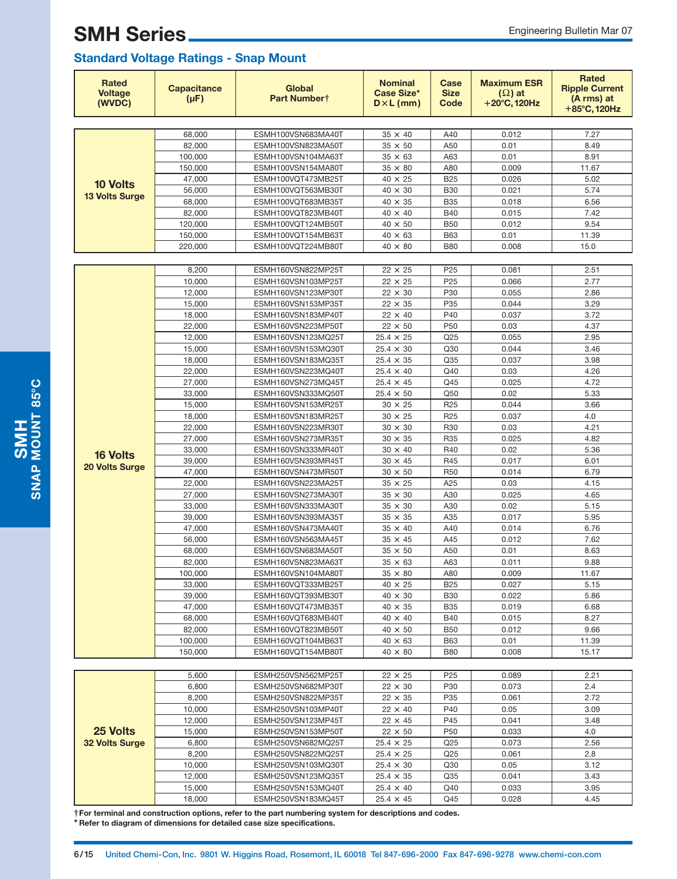## SMH Series

### Standard Voltage Ratings - Snap Mount

| Rated Voltage (WVDC) | Capacitance (µF) | Global Part Number† | Nominal Case Size* D×L (mm) | Case Size Code | Maximum ESR (Ω) at +20°C, 120Hz | Rated Ripple Current (A rms) at +85°C, 120Hz |
|---|---|---|---|---|---|---|
| 10 Volts 13 Volts Surge | 68,000 | ESMH100VSN683MA40T | 35 × 40 | A40 | 0.012 | 7.27 |
| | 82,000 | ESMH100VSN823MA50T | 35 × 50 | A50 | 0.01 | 8.49 |
| | 100,000 | ESMH100VSN104MA63T | 35 × 63 | A63 | 0.01 | 8.91 |
| | 150,000 | ESMH100VSN154MA80T | 35 × 80 | A80 | 0.009 | 11.67 |
| | 47,000 | ESMH100VQT473MB25T | 40 × 25 | B25 | 0.026 | 5.02 |
| | 56,000 | ESMH100VQT563MB30T | 40 × 30 | B30 | 0.021 | 5.74 |
| | 68,000 | ESMH100VQT683MB35T | 40 × 35 | B35 | 0.018 | 6.56 |
| | 82,000 | ESMH100VQT823MB40T | 40 × 40 | B40 | 0.015 | 7.42 |
| | 120,000 | ESMH100VQT124MB50T | 40 × 50 | B50 | 0.012 | 9.54 |
| | 150,000 | ESMH100VQT154MB63T | 40 × 63 | B63 | 0.01 | 11.39 |
| | 220,000 | ESMH100VQT224MB80T | 40 × 80 | B80 | 0.008 | 15.0 |
| 16 Volts 20 Volts Surge | 8,200 | ESMH160VSN822MP25T | 22 × 25 | P25 | 0.081 | 2.51 |
| | 10,000 | ESMH160VSN103MP25T | 22 × 25 | P25 | 0.066 | 2.77 |
| | 12,000 | ESMH160VSN123MP30T | 22 × 30 | P30 | 0.055 | 2.86 |
| | 15,000 | ESMH160VSN153MP35T | 22 × 35 | P35 | 0.044 | 3.29 |
| | 18,000 | ESMH160VSN183MP40T | 22 × 40 | P40 | 0.037 | 3.72 |
| | 22,000 | ESMH160VSN223MP50T | 22 × 50 | P50 | 0.03 | 4.37 |
| | 12,000 | ESMH160VSN123MQ25T | 25.4 × 25 | Q25 | 0.055 | 2.95 |
| | 15,000 | ESMH160VSN153MQ30T | 25.4 × 30 | Q30 | 0.044 | 3.46 |
| | 18,000 | ESMH160VSN183MQ35T | 25.4 × 35 | Q35 | 0.037 | 3.98 |
| | 22,000 | ESMH160VSN223MQ40T | 25.4 × 40 | Q40 | 0.03 | 4.26 |
| | 27,000 | ESMH160VSN273MQ45T | 25.4 × 45 | Q45 | 0.025 | 4.72 |
| | 33,000 | ESMH160VSN333MQ50T | 25.4 × 50 | Q50 | 0.02 | 5.33 |
| | 15,000 | ESMH160VSN153MR25T | 30 × 25 | R25 | 0.044 | 3.66 |
| | 18,000 | ESMH160VSN183MR25T | 30 × 25 | R25 | 0.037 | 4.0 |
| | 22,000 | ESMH160VSN223MR30T | 30 × 30 | R30 | 0.03 | 4.21 |
| | 27,000 | ESMH160VSN273MR35T | 30 × 35 | R35 | 0.025 | 4.82 |
| | 33,000 | ESMH160VSN333MR40T | 30 × 40 | R40 | 0.02 | 5.36 |
| | 39,000 | ESMH160VSN393MR45T | 30 × 45 | R45 | 0.017 | 6.01 |
| | 47,000 | ESMH160VSN473MR50T | 30 × 50 | R50 | 0.014 | 6.79 |
| | 22,000 | ESMH160VSN223MA25T | 35 × 25 | A25 | 0.03 | 4.15 |
| | 27,000 | ESMH160VSN273MA30T | 35 × 30 | A30 | 0.025 | 4.65 |
| | 33,000 | ESMH160VSN333MA30T | 35 × 30 | A30 | 0.02 | 5.15 |
| | 39,000 | ESMH160VSN393MA35T | 35 × 35 | A35 | 0.017 | 5.95 |
| | 47,000 | ESMH160VSN473MA40T | 35 × 40 | A40 | 0.014 | 6.76 |
| | 56,000 | ESMH160VSN563MA45T | 35 × 45 | A45 | 0.012 | 7.62 |
| | 68,000 | ESMH160VSN683MA50T | 35 × 50 | A50 | 0.01 | 8.63 |
| | 82,000 | ESMH160VSN823MA63T | 35 × 63 | A63 | 0.011 | 9.88 |
| | 100,000 | ESMH160VSN104MA80T | 35 × 80 | A80 | 0.009 | 11.67 |
| | 33,000 | ESMH160VQT333MB25T | 40 × 25 | B25 | 0.027 | 5.15 |
| | 39,000 | ESMH160VQT393MB30T | 40 × 30 | B30 | 0.022 | 5.86 |
| | 47,000 | ESMH160VQT473MB35T | 40 × 35 | B35 | 0.019 | 6.68 |
| | 68,000 | ESMH160VQT683MB40T | 40 × 40 | B40 | 0.015 | 8.27 |
| | 82,000 | ESMH160VQT823MB50T | 40 × 50 | B50 | 0.012 | 9.66 |
| | 100,000 | ESMH160VQT104MB63T | 40 × 63 | B63 | 0.01 | 11.39 |
| | 150,000 | ESMH160VQT154MB80T | 40 × 80 | B80 | 0.008 | 15.17 |
| 25 Volts 32 Volts Surge | 5,600 | ESMH250VSN562MP25T | 22 × 25 | P25 | 0.089 | 2.21 |
| | 6,800 | ESMH250VSN682MP30T | 22 × 30 | P30 | 0.073 | 2.4 |
| | 8,200 | ESMH250VSN822MP35T | 22 × 35 | P35 | 0.061 | 2.72 |
| | 10,000 | ESMH250VSN103MP40T | 22 × 40 | P40 | 0.05 | 3.09 |
| | 12,000 | ESMH250VSN123MP45T | 22 × 45 | P45 | 0.041 | 3.48 |
| | 15,000 | ESMH250VSN153MP50T | 22 × 50 | P50 | 0.033 | 4.0 |
| | 6,800 | ESMH250VSN682MQ25T | 25.4 × 25 | Q25 | 0.073 | 2.56 |
| | 8,200 | ESMH250VSN822MQ25T | 25.4 × 25 | Q25 | 0.061 | 2.8 |
| | 10,000 | ESMH250VSN103MQ30T | 25.4 × 30 | Q30 | 0.05 | 3.12 |
| | 12,000 | ESMH250VSN123MQ35T | 25.4 × 35 | Q35 | 0.041 | 3.43 |
| | 15,000 | ESMH250VSN153MQ40T | 25.4 × 40 | Q40 | 0.033 | 3.95 |
| | 18,000 | ESMH250VSN183MQ45T | 25.4 × 45 | Q45 | 0.028 | 4.45 |

**† For terminal and construction options, refer to the part numbering system for descriptions and codes.**
**\* Refer to diagram of dimensions for detailed case size specifications.**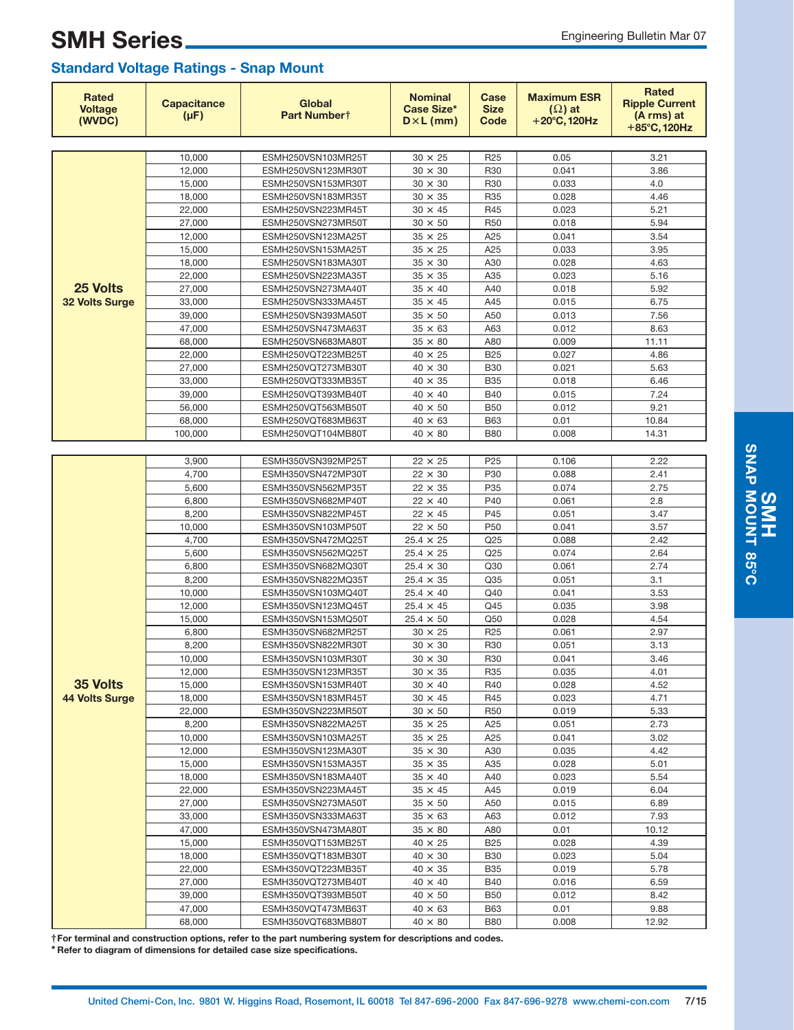# SMH Series

Engineering Bulletin Mar 07

## Standard Voltage Ratings - Snap Mount

| Rated Voltage (WVDC) | Capacitance (µF) | Global Part Number† | Nominal Case Size* D×L (mm) | Case Size Code | Maximum ESR (Ω) at +20°C, 120Hz | Rated Ripple Current (A rms) at +85°C, 120Hz |
|---|---|---|---|---|---|---|
| **25 Volts** **32 Volts Surge** | 10,000 | ESMH250VSN103MR25T | 30 × 25 | R25 | 0.05 | 3.21 |
| | 12,000 | ESMH250VSN123MR30T | 30 × 30 | R30 | 0.041 | 3.86 |
| | 15,000 | ESMH250VSN153MR30T | 30 × 30 | R30 | 0.033 | 4.0 |
| | 18,000 | ESMH250VSN183MR35T | 30 × 35 | R35 | 0.028 | 4.46 |
| | 22,000 | ESMH250VSN223MR45T | 30 × 45 | R45 | 0.023 | 5.21 |
| | 27,000 | ESMH250VSN273MR50T | 30 × 50 | R50 | 0.018 | 5.94 |
| | 12,000 | ESMH250VSN123MA25T | 35 × 25 | A25 | 0.041 | 3.54 |
| | 15,000 | ESMH250VSN153MA25T | 35 × 25 | A25 | 0.033 | 3.95 |
| | 18,000 | ESMH250VSN183MA30T | 35 × 30 | A30 | 0.028 | 4.63 |
| | 22,000 | ESMH250VSN223MA35T | 35 × 35 | A35 | 0.023 | 5.16 |
| | 27,000 | ESMH250VSN273MA40T | 35 × 40 | A40 | 0.018 | 5.92 |
| | 33,000 | ESMH250VSN333MA45T | 35 × 45 | A45 | 0.015 | 6.75 |
| | 39,000 | ESMH250VSN393MA50T | 35 × 50 | A50 | 0.013 | 7.56 |
| | 47,000 | ESMH250VSN473MA63T | 35 × 63 | A63 | 0.012 | 8.63 |
| | 68,000 | ESMH250VSN683MA80T | 35 × 80 | A80 | 0.009 | 11.11 |
| | 22,000 | ESMH250VQT223MB25T | 40 × 25 | B25 | 0.027 | 4.86 |
| | 27,000 | ESMH250VQT273MB30T | 40 × 30 | B30 | 0.021 | 5.63 |
| | 33,000 | ESMH250VQT333MB35T | 40 × 35 | B35 | 0.018 | 6.46 |
| | 39,000 | ESMH250VQT393MB40T | 40 × 40 | B40 | 0.015 | 7.24 |
| | 56,000 | ESMH250VQT563MB50T | 40 × 50 | B50 | 0.012 | 9.21 |
| | 68,000 | ESMH250VQT683MB63T | 40 × 63 | B63 | 0.01 | 10.84 |
| | 100,000 | ESMH250VQT104MB80T | 40 × 80 | B80 | 0.008 | 14.31 |
| **35 Volts** **44 Volts Surge** | 3,900 | ESMH350VSN392MP25T | 22 × 25 | P25 | 0.106 | 2.22 |
| | 4,700 | ESMH350VSN472MP30T | 22 × 30 | P30 | 0.088 | 2.41 |
| | 5,600 | ESMH350VSN562MP35T | 22 × 35 | P35 | 0.074 | 2.75 |
| | 6,800 | ESMH350VSN682MP40T | 22 × 40 | P40 | 0.061 | 2.8 |
| | 8,200 | ESMH350VSN822MP45T | 22 × 45 | P45 | 0.051 | 3.47 |
| | 10,000 | ESMH350VSN103MP50T | 22 × 50 | P50 | 0.041 | 3.57 |
| | 4,700 | ESMH350VSN472MQ25T | 25.4 × 25 | Q25 | 0.088 | 2.42 |
| | 5,600 | ESMH350VSN562MQ25T | 25.4 × 25 | Q25 | 0.074 | 2.64 |
| | 6,800 | ESMH350VSN682MQ30T | 25.4 × 30 | Q30 | 0.061 | 2.74 |
| | 8,200 | ESMH350VSN822MQ35T | 25.4 × 35 | Q35 | 0.051 | 3.1 |
| | 10,000 | ESMH350VSN103MQ40T | 25.4 × 40 | Q40 | 0.041 | 3.53 |
| | 12,000 | ESMH350VSN123MQ45T | 25.4 × 45 | Q45 | 0.035 | 3.98 |
| | 15,000 | ESMH350VSN153MQ50T | 25.4 × 50 | Q50 | 0.028 | 4.54 |
| | 6,800 | ESMH350VSN682MR25T | 30 × 25 | R25 | 0.061 | 2.97 |
| | 8,200 | ESMH350VSN822MR30T | 30 × 30 | R30 | 0.051 | 3.13 |
| | 10,000 | ESMH350VSN103MR30T | 30 × 30 | R30 | 0.041 | 3.46 |
| | 12,000 | ESMH350VSN123MR35T | 30 × 35 | R35 | 0.035 | 4.01 |
| | 15,000 | ESMH350VSN153MR40T | 30 × 40 | R40 | 0.028 | 4.52 |
| | 18,000 | ESMH350VSN183MR45T | 30 × 45 | R45 | 0.023 | 4.71 |
| | 22,000 | ESMH350VSN223MR50T | 30 × 50 | R50 | 0.019 | 5.33 |
| | 8,200 | ESMH350VSN822MA25T | 35 × 25 | A25 | 0.051 | 2.73 |
| | 10,000 | ESMH350VSN103MA25T | 35 × 25 | A25 | 0.041 | 3.02 |
| | 12,000 | ESMH350VSN123MA30T | 35 × 30 | A30 | 0.035 | 4.42 |
| | 15,000 | ESMH350VSN153MA35T | 35 × 35 | A35 | 0.028 | 5.01 |
| | 18,000 | ESMH350VSN183MA40T | 35 × 40 | A40 | 0.023 | 5.54 |
| | 22,000 | ESMH350VSN223MA45T | 35 × 45 | A45 | 0.019 | 6.04 |
| | 27,000 | ESMH350VSN273MA50T | 35 × 50 | A50 | 0.015 | 6.89 |
| | 33,000 | ESMH350VSN333MA63T | 35 × 63 | A63 | 0.012 | 7.93 |
| | 47,000 | ESMH350VSN473MA80T | 35 × 80 | A80 | 0.01 | 10.12 |
| | 15,000 | ESMH350VQT153MB25T | 40 × 25 | B25 | 0.028 | 4.39 |
| | 18,000 | ESMH350VQT183MB30T | 40 × 30 | B30 | 0.023 | 5.04 |
| | 22,000 | ESMH350VQT223MB35T | 40 × 35 | B35 | 0.019 | 5.78 |
| | 27,000 | ESMH350VQT273MB40T | 40 × 40 | B40 | 0.016 | 6.59 |
| | 39,000 | ESMH350VQT393MB50T | 40 × 50 | B50 | 0.012 | 8.42 |
| | 47,000 | ESMH350VQT473MB63T | 40 × 63 | B63 | 0.01 | 9.88 |
| | 68,000 | ESMH350VQT683MB80T | 40 × 80 | B80 | 0.008 | 12.92 |

**† For terminal and construction options, refer to the part numbering system for descriptions and codes.**
**\* Refer to diagram of dimensions for detailed case size specifications.**

SMH SNAP MOUNT 85°C

United Chemi-Con, Inc. 9801 W. Higgins Road, Rosemont, IL 60018 Tel 847-696-2000 Fax 847-696-9278 www.chemi-con.com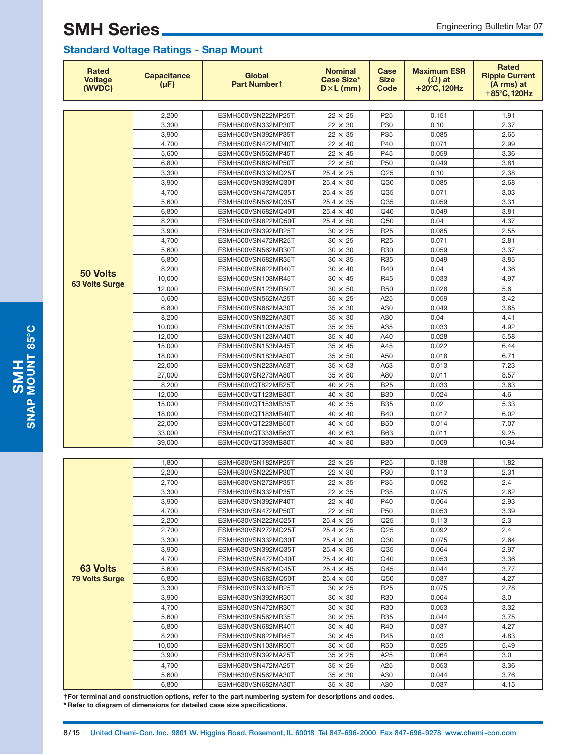# SMH Series

## Standard Voltage Ratings - Snap Mount

| Rated Voltage (WVDC) | Capacitance (μF) | Global Part Number† | Nominal Case Size* D×L (mm) | Case Size Code | Maximum ESR (Ω) at +20°C, 120Hz | Rated Ripple Current (A rms) at +85°C, 120Hz |
|---|---|---|---|---|---|---|
| 50 Volts 63 Volts Surge | 2,200 | ESMH500VSN222MP25T | 22 × 25 | P25 | 0.151 | 1.91 |
| | 3,300 | ESMH500VSN332MP30T | 22 × 30 | P30 | 0.10 | 2.37 |
| | 3,900 | ESMH500VSN392MP35T | 22 × 35 | P35 | 0.085 | 2.65 |
| | 4,700 | ESMH500VSN472MP40T | 22 × 40 | P40 | 0.071 | 2.99 |
| | 5,600 | ESMH500VSN562MP45T | 22 × 45 | P45 | 0.059 | 3.36 |
| | 6,800 | ESMH500VSN682MP50T | 22 × 50 | P50 | 0.049 | 3.81 |
| | 3,300 | ESMH500VSN332MQ25T | 25.4 × 25 | Q25 | 0.10 | 2.38 |
| | 3,900 | ESMH500VSN392MQ30T | 25.4 × 30 | Q30 | 0.085 | 2.68 |
| | 4,700 | ESMH500VSN472MQ35T | 25.4 × 35 | Q35 | 0.071 | 3.03 |
| | 5,600 | ESMH500VSN562MQ35T | 25.4 × 35 | Q35 | 0.059 | 3.31 |
| | 6,800 | ESMH500VSN682MQ40T | 25.4 × 40 | Q40 | 0.049 | 3.81 |
| | 8,200 | ESMH500VSN822MQ50T | 25.4 × 50 | Q50 | 0.04 | 4.37 |
| | 3,900 | ESMH500VSN392MR25T | 30 × 25 | R25 | 0.085 | 2.55 |
| | 4,700 | ESMH500VSN472MR25T | 30 × 25 | R25 | 0.071 | 2.81 |
| | 5,600 | ESMH500VSN562MR30T | 30 × 30 | R30 | 0.059 | 3.37 |
| | 6,800 | ESMH500VSN682MR35T | 30 × 35 | R35 | 0.049 | 3.85 |
| | 8,200 | ESMH500VSN822MR40T | 30 × 40 | R40 | 0.04 | 4.36 |
| | 10,000 | ESMH500VSN103MR45T | 30 × 45 | R45 | 0.033 | 4.97 |
| | 12,000 | ESMH500VSN123MR50T | 30 × 50 | R50 | 0.028 | 5.6 |
| | 5,600 | ESMH500VSN562MA25T | 35 × 25 | A25 | 0.059 | 3.42 |
| | 6,800 | ESMH500VSN682MA30T | 35 × 30 | A30 | 0.049 | 3.85 |
| | 8,200 | ESMH500VSN822MA30T | 35 × 30 | A30 | 0.04 | 4.41 |
| | 10,000 | ESMH500VSN103MA35T | 35 × 35 | A35 | 0.033 | 4.92 |
| | 12,000 | ESMH500VSN123MA40T | 35 × 40 | A40 | 0.028 | 5.58 |
| | 15,000 | ESMH500VSN153MA45T | 35 × 45 | A45 | 0.022 | 6.44 |
| | 18,000 | ESMH500VSN183MA50T | 35 × 50 | A50 | 0.018 | 6.71 |
| | 22,000 | ESMH500VSN223MA63T | 35 × 63 | A63 | 0.013 | 7.23 |
| | 27,000 | ESMH500VSN273MA80T | 35 × 80 | A80 | 0.011 | 8.57 |
| | 8,200 | ESMH500VQT822MB25T | 40 × 25 | B25 | 0.033 | 3.63 |
| | 12,000 | ESMH500VQT123MB30T | 40 × 30 | B30 | 0.024 | 4.6 |
| | 15,000 | ESMH500VQT153MB35T | 40 × 35 | B35 | 0.02 | 5.33 |
| | 18,000 | ESMH500VQT183MB40T | 40 × 40 | B40 | 0.017 | 6.02 |
| | 22,000 | ESMH500VQT223MB50T | 40 × 50 | B50 | 0.014 | 7.07 |
| | 33,000 | ESMH500VQT333MB63T | 40 × 63 | B63 | 0.011 | 9.25 |
| | 39,000 | ESMH500VQT393MB80T | 40 × 80 | B80 | 0.009 | 10.94 |
| 63 Volts 79 Volts Surge | 1,800 | ESMH630VSN182MP25T | 22 × 25 | P25 | 0.138 | 1.82 |
| | 2,200 | ESMH630VSN222MP30T | 22 × 30 | P30 | 0.113 | 2.31 |
| | 2,700 | ESMH630VSN272MP35T | 22 × 35 | P35 | 0.092 | 2.4 |
| | 3,300 | ESMH630VSN332MP35T | 22 × 35 | P35 | 0.075 | 2.62 |
| | 3,900 | ESMH630VSN392MP40T | 22 × 40 | P40 | 0.064 | 2.93 |
| | 4,700 | ESMH630VSN472MP50T | 22 × 50 | P50 | 0.053 | 3.39 |
| | 2,200 | ESMH630VSN222MQ25T | 25.4 × 25 | Q25 | 0.113 | 2.3 |
| | 2,700 | ESMH630VSN272MQ25T | 25.4 × 25 | Q25 | 0.092 | 2.4 |
| | 3,300 | ESMH630VSN332MQ30T | 25.4 × 30 | Q30 | 0.075 | 2.64 |
| | 3,900 | ESMH630VSN392MQ35T | 25.4 × 35 | Q35 | 0.064 | 2.97 |
| | 4,700 | ESMH630VSN472MQ40T | 25.4 × 40 | Q40 | 0.053 | 3.36 |
| | 5,600 | ESMH630VSN562MQ45T | 25.4 × 45 | Q45 | 0.044 | 3.77 |
| | 6,800 | ESMH630VSN682MQ50T | 25.4 × 50 | Q50 | 0.037 | 4.27 |
| | 3,300 | ESMH630VSN332MR25T | 30 × 25 | R25 | 0.075 | 2.78 |
| | 3,900 | ESMH630VSN392MR30T | 30 × 30 | R30 | 0.064 | 3.0 |
| | 4,700 | ESMH630VSN472MR30T | 30 × 30 | R30 | 0.053 | 3.32 |
| | 5,600 | ESMH630VSN562MR35T | 30 × 35 | R35 | 0.044 | 3.75 |
| | 6,800 | ESMH630VSN682MR40T | 30 × 40 | R40 | 0.037 | 4.27 |
| | 8,200 | ESMH630VSN822MR45T | 30 × 45 | R45 | 0.03 | 4.83 |
| | 10,000 | ESMH630VSN103MR50T | 30 × 50 | R50 | 0.025 | 5.49 |
| | 3,900 | ESMH630VSN392MA25T | 35 × 25 | A25 | 0.064 | 3.0 |
| | 4,700 | ESMH630VSN472MA25T | 35 × 25 | A25 | 0.053 | 3.36 |
| | 5,600 | ESMH630VSN562MA30T | 35 × 30 | A30 | 0.044 | 3.76 |
| | 6,800 | ESMH630VSN682MA30T | 35 × 30 | A30 | 0.037 | 4.15 |

**† For terminal and construction options, refer to the part numbering system for descriptions and codes.**
**\* Refer to diagram of dimensions for detailed case size specifications.**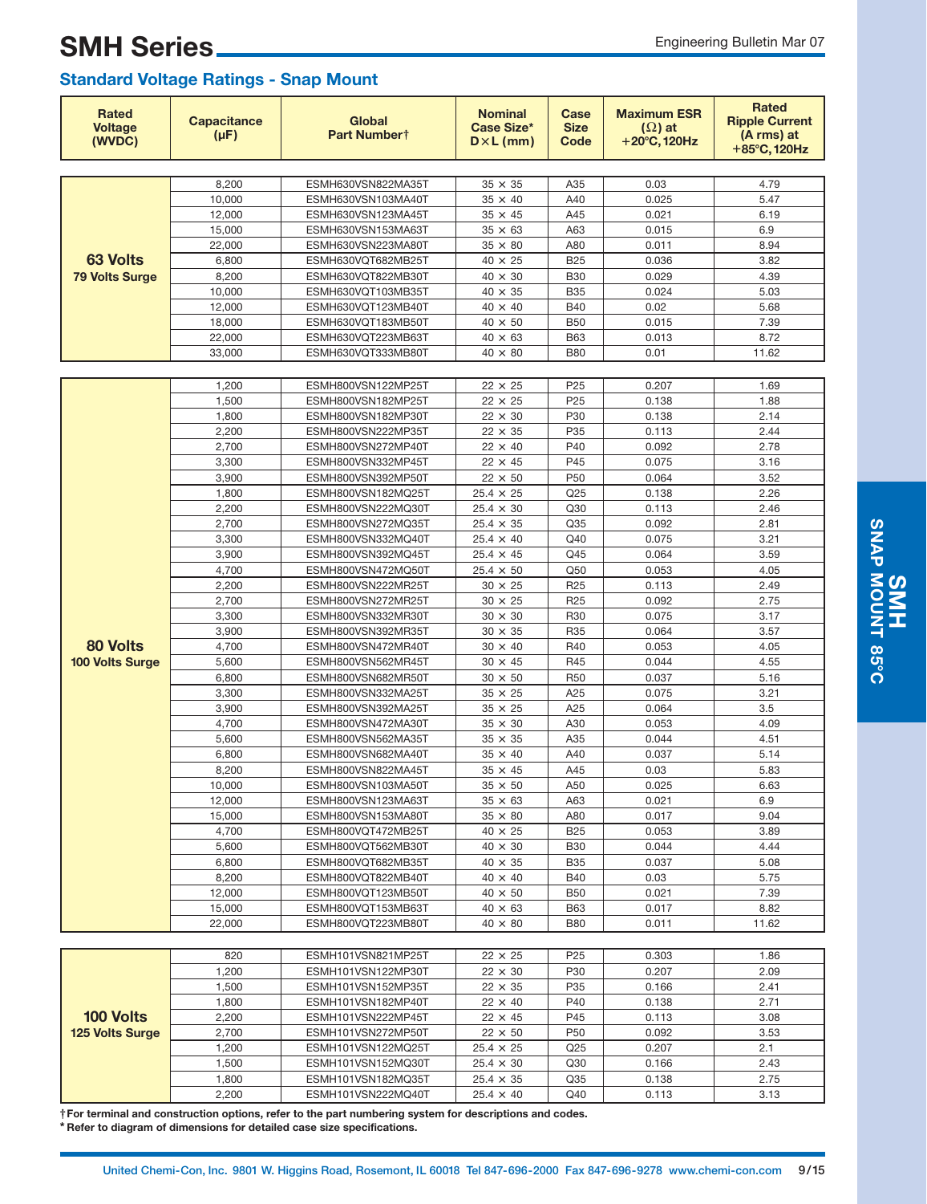# SMH Series

## Standard Voltage Ratings - Snap Mount

| Rated Voltage (WVDC) | Capacitance (µF) | Global Part Number† | Nominal Case Size* D×L (mm) | Case Size Code | Maximum ESR (Ω) at +20°C, 120Hz | Rated Ripple Current (A rms) at +85°C, 120Hz |
|---|---|---|---|---|---|---|
| 63 Volts 79 Volts Surge | 8,200 | ESMH630VSN822MA35T | 35 × 35 | A35 | 0.03 | 4.79 |
| | 10,000 | ESMH630VSN103MA40T | 35 × 40 | A40 | 0.025 | 5.47 |
| | 12,000 | ESMH630VSN123MA45T | 35 × 45 | A45 | 0.021 | 6.19 |
| | 15,000 | ESMH630VSN153MA63T | 35 × 63 | A63 | 0.015 | 6.9 |
| | 22,000 | ESMH630VSN223MA80T | 35 × 80 | A80 | 0.011 | 8.94 |
| | 6,800 | ESMH630VQT682MB25T | 40 × 25 | B25 | 0.036 | 3.82 |
| | 8,200 | ESMH630VQT822MB30T | 40 × 30 | B30 | 0.029 | 4.39 |
| | 10,000 | ESMH630VQT103MB35T | 40 × 35 | B35 | 0.024 | 5.03 |
| | 12,000 | ESMH630VQT123MB40T | 40 × 40 | B40 | 0.02 | 5.68 |
| | 18,000 | ESMH630VQT183MB50T | 40 × 50 | B50 | 0.015 | 7.39 |
| | 22,000 | ESMH630VQT223MB63T | 40 × 63 | B63 | 0.013 | 8.72 |
| | 33,000 | ESMH630VQT333MB80T | 40 × 80 | B80 | 0.01 | 11.62 |
| 80 Volts 100 Volts Surge | 1,200 | ESMH800VSN122MP25T | 22 × 25 | P25 | 0.207 | 1.69 |
| | 1,500 | ESMH800VSN182MP25T | 22 × 25 | P25 | 0.138 | 1.88 |
| | 1,800 | ESMH800VSN182MP30T | 22 × 30 | P30 | 0.138 | 2.14 |
| | 2,200 | ESMH800VSN222MP35T | 22 × 35 | P35 | 0.113 | 2.44 |
| | 2,700 | ESMH800VSN272MP40T | 22 × 40 | P40 | 0.092 | 2.78 |
| | 3,300 | ESMH800VSN332MP45T | 22 × 45 | P45 | 0.075 | 3.16 |
| | 3,900 | ESMH800VSN392MP50T | 22 × 50 | P50 | 0.064 | 3.52 |
| | 1,800 | ESMH800VSN182MQ25T | 25.4 × 25 | Q25 | 0.138 | 2.26 |
| | 2,200 | ESMH800VSN222MQ30T | 25.4 × 30 | Q30 | 0.113 | 2.46 |
| | 2,700 | ESMH800VSN272MQ35T | 25.4 × 35 | Q35 | 0.092 | 2.81 |
| | 3,300 | ESMH800VSN332MQ40T | 25.4 × 40 | Q40 | 0.075 | 3.21 |
| | 3,900 | ESMH800VSN392MQ45T | 25.4 × 45 | Q45 | 0.064 | 3.59 |
| | 4,700 | ESMH800VSN472MQ50T | 25.4 × 50 | Q50 | 0.053 | 4.05 |
| | 2,200 | ESMH800VSN222MR25T | 30 × 25 | R25 | 0.113 | 2.49 |
| | 2,700 | ESMH800VSN272MR25T | 30 × 25 | R25 | 0.092 | 2.75 |
| | 3,300 | ESMH800VSN332MR30T | 30 × 30 | R30 | 0.075 | 3.17 |
| | 3,900 | ESMH800VSN392MR35T | 30 × 35 | R35 | 0.064 | 3.57 |
| | 4,700 | ESMH800VSN472MR40T | 30 × 40 | R40 | 0.053 | 4.05 |
| | 5,600 | ESMH800VSN562MR45T | 30 × 45 | R45 | 0.044 | 4.55 |
| | 6,800 | ESMH800VSN682MR50T | 30 × 50 | R50 | 0.037 | 5.16 |
| | 3,300 | ESMH800VSN332MA25T | 35 × 25 | A25 | 0.075 | 3.21 |
| | 3,900 | ESMH800VSN392MA25T | 35 × 25 | A25 | 0.064 | 3.5 |
| | 4,700 | ESMH800VSN472MA30T | 35 × 30 | A30 | 0.053 | 4.09 |
| | 5,600 | ESMH800VSN562MA35T | 35 × 35 | A35 | 0.044 | 4.51 |
| | 6,800 | ESMH800VSN682MA40T | 35 × 40 | A40 | 0.037 | 5.14 |
| | 8,200 | ESMH800VSN822MA45T | 35 × 45 | A45 | 0.03 | 5.83 |
| | 10,000 | ESMH800VSN103MA50T | 35 × 50 | A50 | 0.025 | 6.63 |
| | 12,000 | ESMH800VSN123MA63T | 35 × 63 | A63 | 0.021 | 6.9 |
| | 15,000 | ESMH800VSN153MA80T | 35 × 80 | A80 | 0.017 | 9.04 |
| | 4,700 | ESMH800VQT472MB25T | 40 × 25 | B25 | 0.053 | 3.89 |
| | 5,600 | ESMH800VQT562MB30T | 40 × 30 | B30 | 0.044 | 4.44 |
| | 6,800 | ESMH800VQT682MB35T | 40 × 35 | B35 | 0.037 | 5.08 |
| | 8,200 | ESMH800VQT822MB40T | 40 × 40 | B40 | 0.03 | 5.75 |
| | 12,000 | ESMH800VQT123MB50T | 40 × 50 | B50 | 0.021 | 7.39 |
| | 15,000 | ESMH800VQT153MB63T | 40 × 63 | B63 | 0.017 | 8.82 |
| | 22,000 | ESMH800VQT223MB80T | 40 × 80 | B80 | 0.011 | 11.62 |
| 100 Volts 125 Volts Surge | 820 | ESMH101VSN821MP25T | 22 × 25 | P25 | 0.303 | 1.86 |
| | 1,200 | ESMH101VSN122MP30T | 22 × 30 | P30 | 0.207 | 2.09 |
| | 1,500 | ESMH101VSN152MP35T | 22 × 35 | P35 | 0.166 | 2.41 |
| | 1,800 | ESMH101VSN182MP40T | 22 × 40 | P40 | 0.138 | 2.71 |
| | 2,200 | ESMH101VSN222MP45T | 22 × 45 | P45 | 0.113 | 3.08 |
| | 2,700 | ESMH101VSN272MP50T | 22 × 50 | P50 | 0.092 | 3.53 |
| | 1,200 | ESMH101VSN122MQ25T | 25.4 × 25 | Q25 | 0.207 | 2.1 |
| | 1,500 | ESMH101VSN152MQ30T | 25.4 × 30 | Q30 | 0.166 | 2.43 |
| | 1,800 | ESMH101VSN182MQ35T | 25.4 × 35 | Q35 | 0.138 | 2.75 |
| | 2,200 | ESMH101VSN222MQ40T | 25.4 × 40 | Q40 | 0.113 | 3.13 |

**† For terminal and construction options, refer to the part numbering system for descriptions and codes.**
**\* Refer to diagram of dimensions for detailed case size specifications.**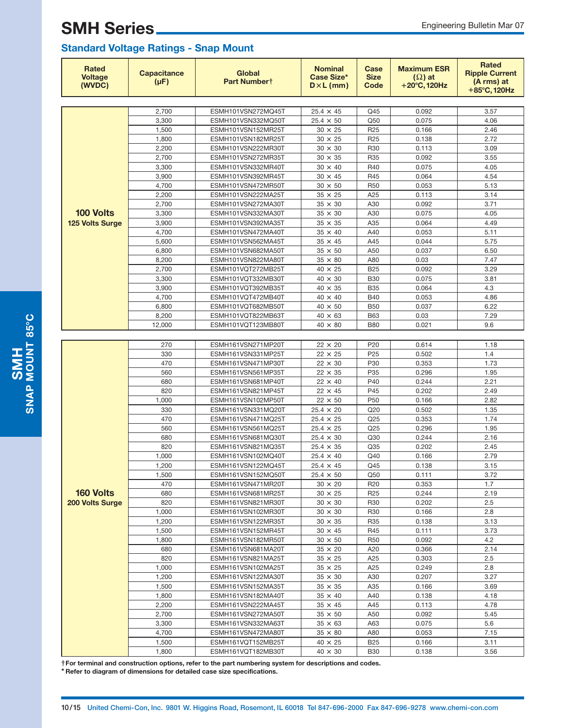# SMH Series

Engineering Bulletin Mar 07

## Standard Voltage Ratings - Snap Mount

| Rated Voltage (WVDC) | Capacitance (µF) | Global Part Number† | Nominal Case Size* D×L (mm) | Case Size Code | Maximum ESR (Ω) at +20°C, 120Hz | Rated Ripple Current (A rms) at +85°C, 120Hz |
|---|---|---|---|---|---|---|
| **100 Volts** **125 Volts Surge** | 2,700 | ESMH101VSN272MQ45T | 25.4 × 45 | Q45 | 0.092 | 3.57 |
| | 3,300 | ESMH101VSN332MQ50T | 25.4 × 50 | Q50 | 0.075 | 4.06 |
| | 1,500 | ESMH101VSN152MR25T | 30 × 25 | R25 | 0.166 | 2.46 |
| | 1,800 | ESMH101VSN182MR25T | 30 × 25 | R25 | 0.138 | 2.72 |
| | 2,200 | ESMH101VSN222MR30T | 30 × 30 | R30 | 0.113 | 3.09 |
| | 2,700 | ESMH101VSN272MR35T | 30 × 35 | R35 | 0.092 | 3.55 |
| | 3,300 | ESMH101VSN332MR40T | 30 × 40 | R40 | 0.075 | 4.05 |
| | 3,900 | ESMH101VSN392MR45T | 30 × 45 | R45 | 0.064 | 4.54 |
| | 4,700 | ESMH101VSN472MR50T | 30 × 50 | R50 | 0.053 | 5.13 |
| | 2,200 | ESMH101VSN222MA25T | 35 × 25 | A25 | 0.113 | 3.14 |
| | 2,700 | ESMH101VSN272MA30T | 35 × 30 | A30 | 0.092 | 3.71 |
| | 3,300 | ESMH101VSN332MA30T | 35 × 30 | A30 | 0.075 | 4.05 |
| | 3,900 | ESMH101VSN392MA35T | 35 × 35 | A35 | 0.064 | 4.49 |
| | 4,700 | ESMH101VSN472MA40T | 35 × 40 | A40 | 0.053 | 5.11 |
| | 5,600 | ESMH101VSN562MA45T | 35 × 45 | A45 | 0.044 | 5.75 |
| | 6,800 | ESMH101VSN682MA50T | 35 × 50 | A50 | 0.037 | 6.50 |
| | 8,200 | ESMH101VSN822MA80T | 35 × 80 | A80 | 0.03 | 7.47 |
| | 2,700 | ESMH101VQT272MB25T | 40 × 25 | B25 | 0.092 | 3.29 |
| | 3,300 | ESMH101VQT332MB30T | 40 × 30 | B30 | 0.075 | 3.81 |
| | 3,900 | ESMH101VQT392MB35T | 40 × 35 | B35 | 0.064 | 4.3 |
| | 4,700 | ESMH101VQT472MB40T | 40 × 40 | B40 | 0.053 | 4.86 |
| | 6,800 | ESMH101VQT682MB50T | 40 × 50 | B50 | 0.037 | 6.22 |
| | 8,200 | ESMH101VQT822MB63T | 40 × 63 | B63 | 0.03 | 7.29 |
| | 12,000 | ESMH101VQT123MB80T | 40 × 80 | B80 | 0.021 | 9.6 |
| **160 Volts** **200 Volts Surge** | 270 | ESMH161VSN271MP20T | 22 × 20 | P20 | 0.614 | 1.18 |
| | 330 | ESMH161VSN331MP25T | 22 × 25 | P25 | 0.502 | 1.4 |
| | 470 | ESMH161VSN471MP30T | 22 × 30 | P30 | 0.353 | 1.73 |
| | 560 | ESMH161VSN561MP35T | 22 × 35 | P35 | 0.296 | 1.95 |
| | 680 | ESMH161VSN681MP40T | 22 × 40 | P40 | 0.244 | 2.21 |
| | 820 | ESMH161VSN821MP45T | 22 × 45 | P45 | 0.202 | 2.49 |
| | 1,000 | ESMH161VSN102MP50T | 22 × 50 | P50 | 0.166 | 2.82 |
| | 330 | ESMH161VSN331MQ20T | 25.4 × 20 | Q20 | 0.502 | 1.35 |
| | 470 | ESMH161VSN471MQ25T | 25.4 × 25 | Q25 | 0.353 | 1.74 |
| | 560 | ESMH161VSN561MQ25T | 25.4 × 25 | Q25 | 0.296 | 1.95 |
| | 680 | ESMH161VSN681MQ30T | 25.4 × 30 | Q30 | 0.244 | 2.16 |
| | 820 | ESMH161VSN821MQ35T | 25.4 × 35 | Q35 | 0.202 | 2.45 |
| | 1,000 | ESMH161VSN102MQ40T | 25.4 × 40 | Q40 | 0.166 | 2.79 |
| | 1,200 | ESMH161VSN122MQ45T | 25.4 × 45 | Q45 | 0.138 | 3.15 |
| | 1,500 | ESMH161VSN152MQ50T | 25.4 × 50 | Q50 | 0.111 | 3.72 |
| | 470 | ESMH161VSN471MR20T | 30 × 20 | R20 | 0.353 | 1.7 |
| | 680 | ESMH161VSN681MR25T | 30 × 25 | R25 | 0.244 | 2.19 |
| | 820 | ESMH161VSN821MR30T | 30 × 30 | R30 | 0.202 | 2.5 |
| | 1,000 | ESMH161VSN102MR30T | 30 × 30 | R30 | 0.166 | 2.8 |
| | 1,200 | ESMH161VSN122MR35T | 30 × 35 | R35 | 0.138 | 3.13 |
| | 1,500 | ESMH161VSN152MR45T | 30 × 45 | R45 | 0.111 | 3.73 |
| | 1,800 | ESMH161VSN182MR50T | 30 × 50 | R50 | 0.092 | 4.2 |
| | 680 | ESMH161VSN681MA20T | 35 × 20 | A20 | 0.366 | 2.14 |
| | 820 | ESMH161VSN821MA25T | 35 × 25 | A25 | 0.303 | 2.5 |
| | 1,000 | ESMH161VSN102MA25T | 35 × 25 | A25 | 0.249 | 2.8 |
| | 1,200 | ESMH161VSN122MA30T | 35 × 30 | A30 | 0.207 | 3.27 |
| | 1,500 | ESMH161VSN152MA35T | 35 × 35 | A35 | 0.166 | 3.69 |
| | 1,800 | ESMH161VSN182MA40T | 35 × 40 | A40 | 0.138 | 4.18 |
| | 2,200 | ESMH161VSN222MA45T | 35 × 45 | A45 | 0.113 | 4.78 |
| | 2,700 | ESMH161VSN272MA50T | 35 × 50 | A50 | 0.092 | 5.45 |
| | 3,300 | ESMH161VSN332MA63T | 35 × 63 | A63 | 0.075 | 5.6 |
| | 4,700 | ESMH161VSN472MA80T | 35 × 80 | A80 | 0.053 | 7.15 |
| | 1,500 | ESMH161VQT152MB25T | 40 × 25 | B25 | 0.166 | 3.11 |
| | 1,800 | ESMH161VQT182MB30T | 40 × 30 | B30 | 0.138 | 3.56 |

**† For terminal and construction options, refer to the part numbering system for descriptions and codes.**
**\* Refer to diagram of dimensions for detailed case size specifications.**

United Chemi-Con, Inc. 9801 W. Higgins Road, Rosemont, IL 60018 Tel 847-696-2000 Fax 847-696-9278 www.chemi-con.com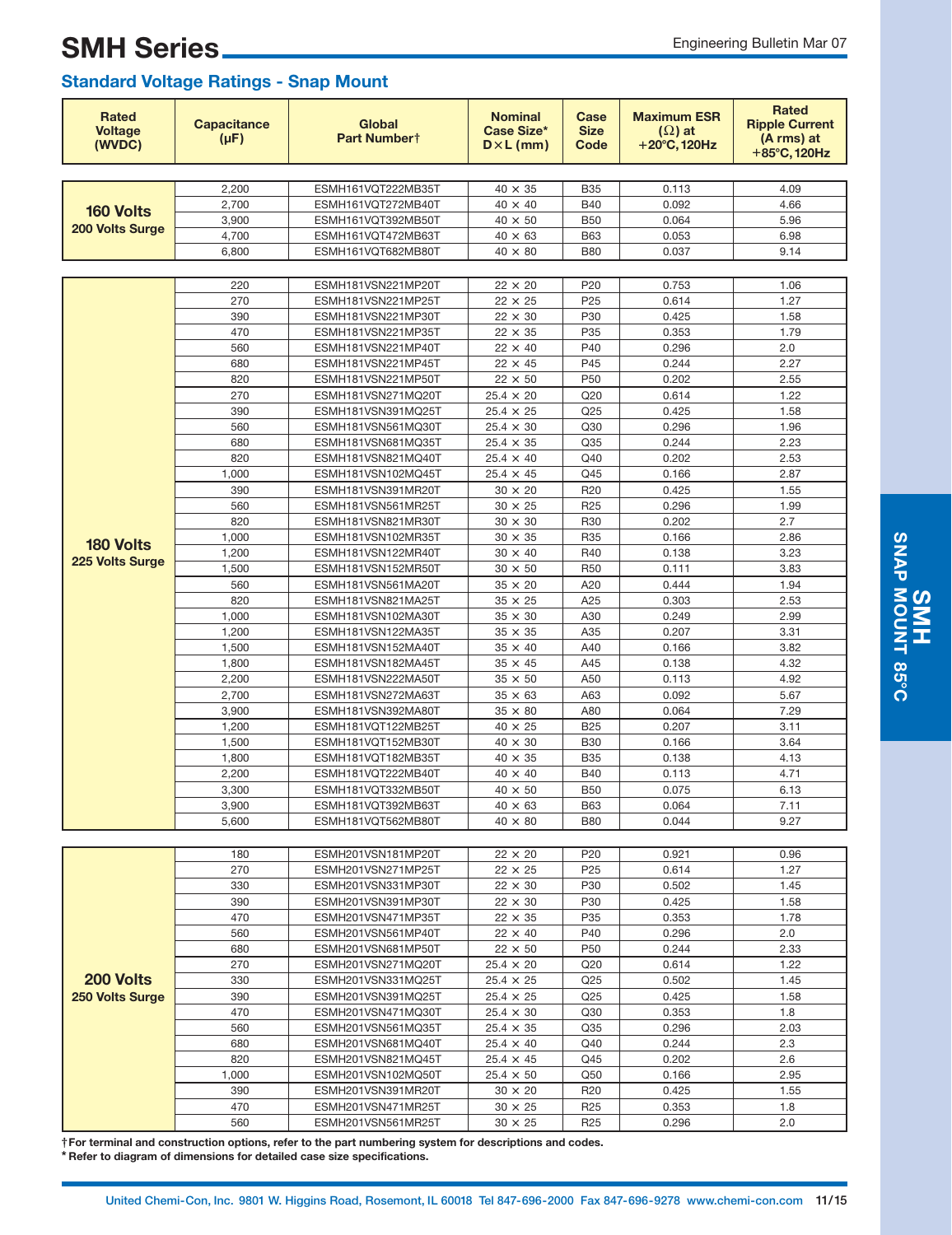# SMH Series

Engineering Bulletin Mar 07

## Standard Voltage Ratings - Snap Mount

| Rated Voltage (WVDC) | Capacitance (µF) | Global Part Number† | Nominal Case Size* D×L (mm) | Case Size Code | Maximum ESR (Ω) at +20°C, 120Hz | Rated Ripple Current (A rms) at +85°C, 120Hz |
|---|---|---|---|---|---|---|
| **160 Volts 200 Volts Surge** | 2,200 | ESMH161VQT222MB35T | 40 × 35 | B35 | 0.113 | 4.09 |
| | 2,700 | ESMH161VQT272MB40T | 40 × 40 | B40 | 0.092 | 4.66 |
| | 3,900 | ESMH161VQT392MB50T | 40 × 50 | B50 | 0.064 | 5.96 |
| | 4,700 | ESMH161VQT472MB63T | 40 × 63 | B63 | 0.053 | 6.98 |
| | 6,800 | ESMH161VQT682MB80T | 40 × 80 | B80 | 0.037 | 9.14 |
| **180 Volts 225 Volts Surge** | 220 | ESMH181VSN221MP20T | 22 × 20 | P20 | 0.753 | 1.06 |
| | 270 | ESMH181VSN221MP25T | 22 × 25 | P25 | 0.614 | 1.27 |
| | 390 | ESMH181VSN221MP30T | 22 × 30 | P30 | 0.425 | 1.58 |
| | 470 | ESMH181VSN221MP35T | 22 × 35 | P35 | 0.353 | 1.79 |
| | 560 | ESMH181VSN221MP40T | 22 × 40 | P40 | 0.296 | 2.0 |
| | 680 | ESMH181VSN221MP45T | 22 × 45 | P45 | 0.244 | 2.27 |
| | 820 | ESMH181VSN221MP50T | 22 × 50 | P50 | 0.202 | 2.55 |
| | 270 | ESMH181VSN271MQ20T | 25.4 × 20 | Q20 | 0.614 | 1.22 |
| | 390 | ESMH181VSN391MQ25T | 25.4 × 25 | Q25 | 0.425 | 1.58 |
| | 560 | ESMH181VSN561MQ30T | 25.4 × 30 | Q30 | 0.296 | 1.96 |
| | 680 | ESMH181VSN681MQ35T | 25.4 × 35 | Q35 | 0.244 | 2.23 |
| | 820 | ESMH181VSN821MQ40T | 25.4 × 40 | Q40 | 0.202 | 2.53 |
| | 1,000 | ESMH181VSN102MQ45T | 25.4 × 45 | Q45 | 0.166 | 2.87 |
| | 390 | ESMH181VSN391MR20T | 30 × 20 | R20 | 0.425 | 1.55 |
| | 560 | ESMH181VSN561MR25T | 30 × 25 | R25 | 0.296 | 1.99 |
| | 820 | ESMH181VSN821MR30T | 30 × 30 | R30 | 0.202 | 2.7 |
| | 1,000 | ESMH181VSN102MR35T | 30 × 35 | R35 | 0.166 | 2.86 |
| | 1,200 | ESMH181VSN122MR40T | 30 × 40 | R40 | 0.138 | 3.23 |
| | 1,500 | ESMH181VSN152MR50T | 30 × 50 | R50 | 0.111 | 3.83 |
| | 560 | ESMH181VSN561MA20T | 35 × 20 | A20 | 0.444 | 1.94 |
| | 820 | ESMH181VSN821MA25T | 35 × 25 | A25 | 0.303 | 2.53 |
| | 1,000 | ESMH181VSN102MA30T | 35 × 30 | A30 | 0.249 | 2.99 |
| | 1,200 | ESMH181VSN122MA35T | 35 × 35 | A35 | 0.207 | 3.31 |
| | 1,500 | ESMH181VSN152MA40T | 35 × 40 | A40 | 0.166 | 3.82 |
| | 1,800 | ESMH181VSN182MA45T | 35 × 45 | A45 | 0.138 | 4.32 |
| | 2,200 | ESMH181VSN222MA50T | 35 × 50 | A50 | 0.113 | 4.92 |
| | 2,700 | ESMH181VSN272MA63T | 35 × 63 | A63 | 0.092 | 5.67 |
| | 3,900 | ESMH181VSN392MA80T | 35 × 80 | A80 | 0.064 | 7.29 |
| | 1,200 | ESMH181VQT122MB25T | 40 × 25 | B25 | 0.207 | 3.11 |
| | 1,500 | ESMH181VQT152MB30T | 40 × 30 | B30 | 0.166 | 3.64 |
| | 1,800 | ESMH181VQT182MB35T | 40 × 35 | B35 | 0.138 | 4.13 |
| | 2,200 | ESMH181VQT222MB40T | 40 × 40 | B40 | 0.113 | 4.71 |
| | 3,300 | ESMH181VQT332MB50T | 40 × 50 | B50 | 0.075 | 6.13 |
| | 3,900 | ESMH181VQT392MB63T | 40 × 63 | B63 | 0.064 | 7.11 |
| | 5,600 | ESMH181VQT562MB80T | 40 × 80 | B80 | 0.044 | 9.27 |
| **200 Volts 250 Volts Surge** | 180 | ESMH201VSN181MP20T | 22 × 20 | P20 | 0.921 | 0.96 |
| | 270 | ESMH201VSN271MP25T | 22 × 25 | P25 | 0.614 | 1.27 |
| | 330 | ESMH201VSN331MP30T | 22 × 30 | P30 | 0.502 | 1.45 |
| | 390 | ESMH201VSN391MP30T | 22 × 30 | P30 | 0.425 | 1.58 |
| | 470 | ESMH201VSN471MP35T | 22 × 35 | P35 | 0.353 | 1.78 |
| | 560 | ESMH201VSN561MP40T | 22 × 40 | P40 | 0.296 | 2.0 |
| | 680 | ESMH201VSN681MP50T | 22 × 50 | P50 | 0.244 | 2.33 |
| | 270 | ESMH201VSN271MQ20T | 25.4 × 20 | Q20 | 0.614 | 1.22 |
| | 330 | ESMH201VSN331MQ25T | 25.4 × 25 | Q25 | 0.502 | 1.45 |
| | 390 | ESMH201VSN391MQ25T | 25.4 × 25 | Q25 | 0.425 | 1.58 |
| | 470 | ESMH201VSN471MQ30T | 25.4 × 30 | Q30 | 0.353 | 1.8 |
| | 560 | ESMH201VSN561MQ35T | 25.4 × 35 | Q35 | 0.296 | 2.03 |
| | 680 | ESMH201VSN681MQ40T | 25.4 × 40 | Q40 | 0.244 | 2.3 |
| | 820 | ESMH201VSN821MQ45T | 25.4 × 45 | Q45 | 0.202 | 2.6 |
| | 1,000 | ESMH201VSN102MQ50T | 25.4 × 50 | Q50 | 0.166 | 2.95 |
| | 390 | ESMH201VSN391MR20T | 30 × 20 | R20 | 0.425 | 1.55 |
| | 470 | ESMH201VSN471MR25T | 30 × 25 | R25 | 0.353 | 1.8 |
| | 560 | ESMH201VSN561MR25T | 30 × 25 | R25 | 0.296 | 2.0 |

**† For terminal and construction options, refer to the part numbering system for descriptions and codes.**
**\* Refer to diagram of dimensions for detailed case size specifications.**

SMH SNAP MOUNT 85°C

United Chemi-Con, Inc. 9801 W. Higgins Road, Rosemont, IL 60018 Tel 847-696-2000 Fax 847-696-9278 www.chemi-con.com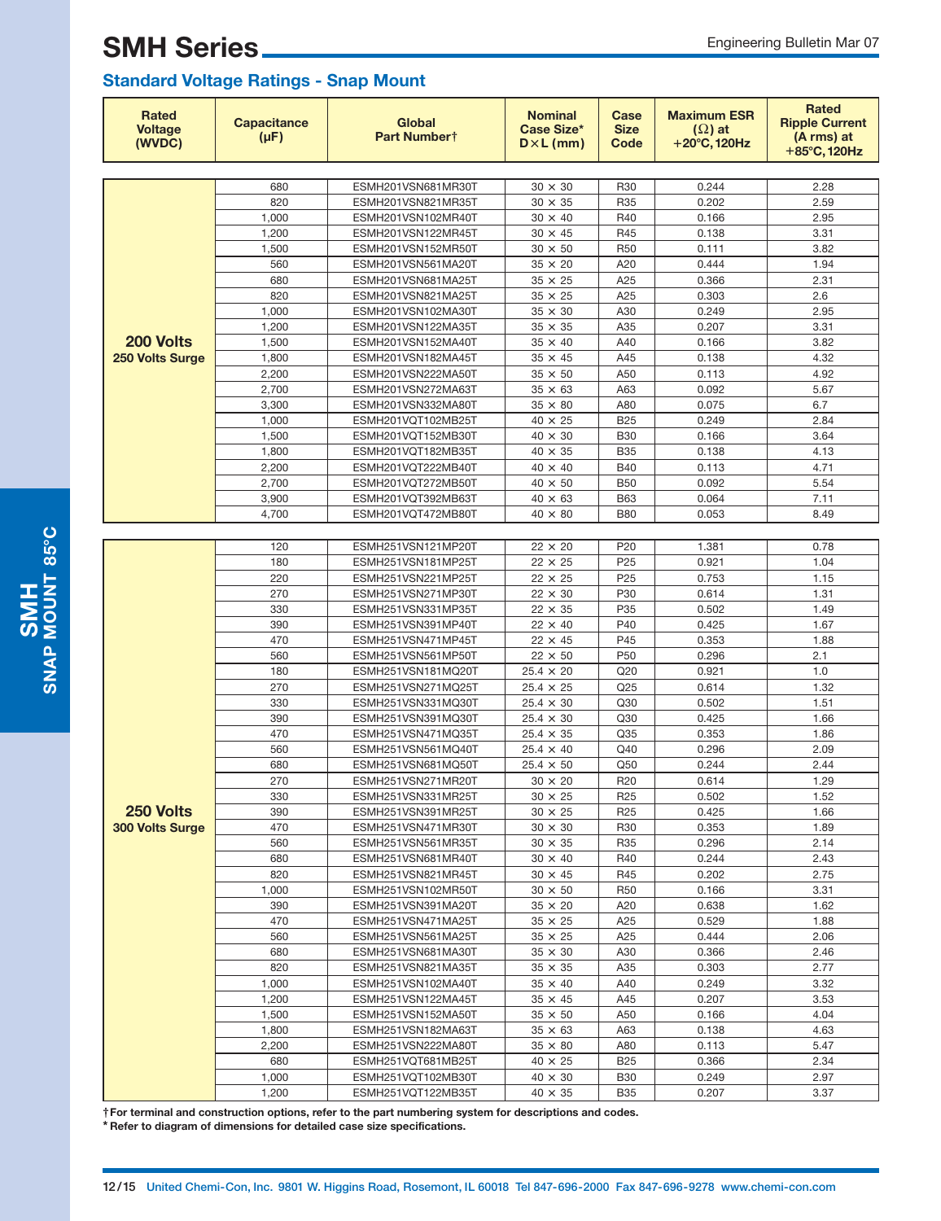# SMH Series

Engineering Bulletin Mar 07

## Standard Voltage Ratings - Snap Mount

| Rated Voltage (WVDC) | Capacitance (µF) | Global Part Number† | Nominal Case Size* D×L (mm) | Case Size Code | Maximum ESR (Ω) at +20°C, 120Hz | Rated Ripple Current (A rms) at +85°C, 120Hz |
|---|---|---|---|---|---|---|
| **200 Volts 250 Volts Surge** | 680 | ESMH201VSN681MR30T | 30 × 30 | R30 | 0.244 | 2.28 |
| | 820 | ESMH201VSN821MR35T | 30 × 35 | R35 | 0.202 | 2.59 |
| | 1,000 | ESMH201VSN102MR40T | 30 × 40 | R40 | 0.166 | 2.95 |
| | 1,200 | ESMH201VSN122MR45T | 30 × 45 | R45 | 0.138 | 3.31 |
| | 1,500 | ESMH201VSN152MR50T | 30 × 50 | R50 | 0.111 | 3.82 |
| | 560 | ESMH201VSN561MA20T | 35 × 20 | A20 | 0.444 | 1.94 |
| | 680 | ESMH201VSN681MA25T | 35 × 25 | A25 | 0.366 | 2.31 |
| | 820 | ESMH201VSN821MA25T | 35 × 25 | A25 | 0.303 | 2.6 |
| | 1,000 | ESMH201VSN102MA30T | 35 × 30 | A30 | 0.249 | 2.95 |
| | 1,200 | ESMH201VSN122MA35T | 35 × 35 | A35 | 0.207 | 3.31 |
| | 1,500 | ESMH201VSN152MA40T | 35 × 40 | A40 | 0.166 | 3.82 |
| | 1,800 | ESMH201VSN182MA45T | 35 × 45 | A45 | 0.138 | 4.32 |
| | 2,200 | ESMH201VSN222MA50T | 35 × 50 | A50 | 0.113 | 4.92 |
| | 2,700 | ESMH201VSN272MA63T | 35 × 63 | A63 | 0.092 | 5.67 |
| | 3,300 | ESMH201VSN332MA80T | 35 × 80 | A80 | 0.075 | 6.7 |
| | 1,000 | ESMH201VQT102MB25T | 40 × 25 | B25 | 0.249 | 2.84 |
| | 1,500 | ESMH201VQT152MB30T | 40 × 30 | B30 | 0.166 | 3.64 |
| | 1,800 | ESMH201VQT182MB35T | 40 × 35 | B35 | 0.138 | 4.13 |
| | 2,200 | ESMH201VQT222MB40T | 40 × 40 | B40 | 0.113 | 4.71 |
| | 2,700 | ESMH201VQT272MB50T | 40 × 50 | B50 | 0.092 | 5.54 |
| | 3,900 | ESMH201VQT392MB63T | 40 × 63 | B63 | 0.064 | 7.11 |
| | 4,700 | ESMH201VQT472MB80T | 40 × 80 | B80 | 0.053 | 8.49 |
| **250 Volts 300 Volts Surge** | 120 | ESMH251VSN121MP20T | 22 × 20 | P20 | 1.381 | 0.78 |
| | 180 | ESMH251VSN181MP25T | 22 × 25 | P25 | 0.921 | 1.04 |
| | 220 | ESMH251VSN221MP25T | 22 × 25 | P25 | 0.753 | 1.15 |
| | 270 | ESMH251VSN271MP30T | 22 × 30 | P30 | 0.614 | 1.31 |
| | 330 | ESMH251VSN331MP35T | 22 × 35 | P35 | 0.502 | 1.49 |
| | 390 | ESMH251VSN391MP40T | 22 × 40 | P40 | 0.425 | 1.67 |
| | 470 | ESMH251VSN471MP45T | 22 × 45 | P45 | 0.353 | 1.88 |
| | 560 | ESMH251VSN561MP50T | 22 × 50 | P50 | 0.296 | 2.1 |
| | 180 | ESMH251VSN181MQ20T | 25.4 × 20 | Q20 | 0.921 | 1.0 |
| | 270 | ESMH251VSN271MQ25T | 25.4 × 25 | Q25 | 0.614 | 1.32 |
| | 330 | ESMH251VSN331MQ30T | 25.4 × 30 | Q30 | 0.502 | 1.51 |
| | 390 | ESMH251VSN391MQ30T | 25.4 × 30 | Q30 | 0.425 | 1.66 |
| | 470 | ESMH251VSN471MQ35T | 25.4 × 35 | Q35 | 0.353 | 1.86 |
| | 560 | ESMH251VSN561MQ40T | 25.4 × 40 | Q40 | 0.296 | 2.09 |
| | 680 | ESMH251VSN681MQ50T | 25.4 × 50 | Q50 | 0.244 | 2.44 |
| | 270 | ESMH251VSN271MR20T | 30 × 20 | R20 | 0.614 | 1.29 |
| | 330 | ESMH251VSN331MR25T | 30 × 25 | R25 | 0.502 | 1.52 |
| | 390 | ESMH251VSN391MR25T | 30 × 25 | R25 | 0.425 | 1.66 |
| | 470 | ESMH251VSN471MR30T | 30 × 30 | R30 | 0.353 | 1.89 |
| | 560 | ESMH251VSN561MR35T | 30 × 35 | R35 | 0.296 | 2.14 |
| | 680 | ESMH251VSN681MR40T | 30 × 40 | R40 | 0.244 | 2.43 |
| | 820 | ESMH251VSN821MR45T | 30 × 45 | R45 | 0.202 | 2.75 |
| | 1,000 | ESMH251VSN102MR50T | 30 × 50 | R50 | 0.166 | 3.31 |
| | 390 | ESMH251VSN391MA20T | 35 × 20 | A20 | 0.638 | 1.62 |
| | 470 | ESMH251VSN471MA25T | 35 × 25 | A25 | 0.529 | 1.88 |
| | 560 | ESMH251VSN561MA25T | 35 × 25 | A25 | 0.444 | 2.06 |
| | 680 | ESMH251VSN681MA30T | 35 × 30 | A30 | 0.366 | 2.46 |
| | 820 | ESMH251VSN821MA35T | 35 × 35 | A35 | 0.303 | 2.77 |
| | 1,000 | ESMH251VSN102MA40T | 35 × 40 | A40 | 0.249 | 3.32 |
| | 1,200 | ESMH251VSN122MA45T | 35 × 45 | A45 | 0.207 | 3.53 |
| | 1,500 | ESMH251VSN152MA50T | 35 × 50 | A50 | 0.166 | 4.04 |
| | 1,800 | ESMH251VSN182MA63T | 35 × 63 | A63 | 0.138 | 4.63 |
| | 2,200 | ESMH251VSN222MA80T | 35 × 80 | A80 | 0.113 | 5.47 |
| | 680 | ESMH251VQT681MB25T | 40 × 25 | B25 | 0.366 | 2.34 |
| | 1,000 | ESMH251VQT102MB30T | 40 × 30 | B30 | 0.249 | 2.97 |
| | 1,200 | ESMH251VQT122MB35T | 40 × 35 | B35 | 0.207 | 3.37 |

† For terminal and construction options, refer to the part numbering system for descriptions and codes.
* Refer to diagram of dimensions for detailed case size specifications.

United Chemi-Con, Inc. 9801 W. Higgins Road, Rosemont, IL 60018 Tel 847-696-2000 Fax 847-696-9278 www.chemi-con.com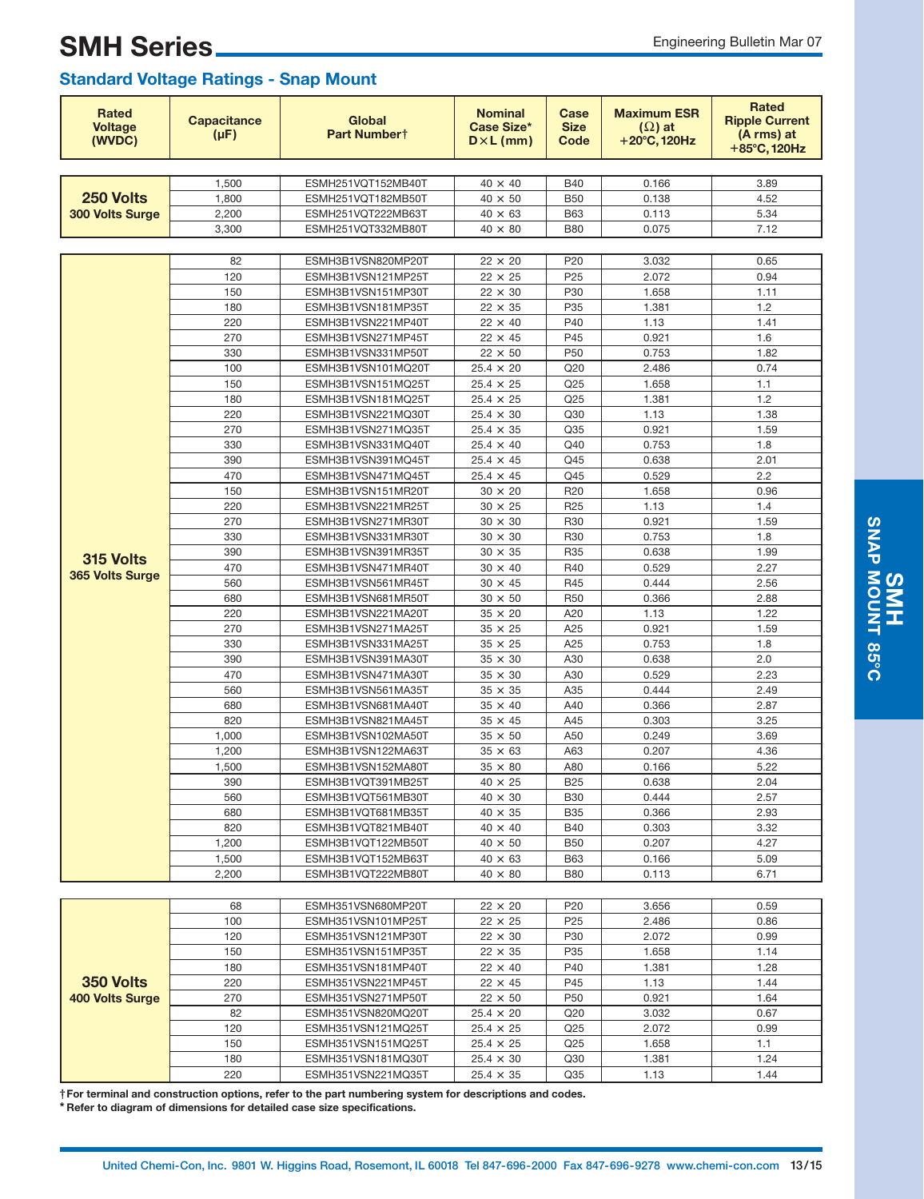# SMH Series

## Standard Voltage Ratings - Snap Mount

| Rated Voltage (WVDC) | Capacitance (µF) | Global Part Number† | Nominal Case Size* D×L (mm) | Case Size Code | Maximum ESR (Ω) at +20°C, 120Hz | Rated Ripple Current (A rms) at +85°C, 120Hz |
|---|---|---|---|---|---|---|
| **250 Volts** **300 Volts Surge** | 1,500 | ESMH251VQT152MB40T | 40 × 40 | B40 | 0.166 | 3.89 |
| | 1,800 | ESMH251VQT182MB50T | 40 × 50 | B50 | 0.138 | 4.52 |
| | 2,200 | ESMH251VQT222MB63T | 40 × 63 | B63 | 0.113 | 5.34 |
| | 3,300 | ESMH251VQT332MB80T | 40 × 80 | B80 | 0.075 | 7.12 |
| **315 Volts** **365 Volts Surge** | 82 | ESMH3B1VSN820MP20T | 22 × 20 | P20 | 3.032 | 0.65 |
| | 120 | ESMH3B1VSN121MP25T | 22 × 25 | P25 | 2.072 | 0.94 |
| | 150 | ESMH3B1VSN151MP30T | 22 × 30 | P30 | 1.658 | 1.11 |
| | 180 | ESMH3B1VSN181MP35T | 22 × 35 | P35 | 1.381 | 1.2 |
| | 220 | ESMH3B1VSN221MP40T | 22 × 40 | P40 | 1.13 | 1.41 |
| | 270 | ESMH3B1VSN271MP45T | 22 × 45 | P45 | 0.921 | 1.6 |
| | 330 | ESMH3B1VSN331MP50T | 22 × 50 | P50 | 0.753 | 1.82 |
| | 100 | ESMH3B1VSN101MQ20T | 25.4 × 20 | Q20 | 2.486 | 0.74 |
| | 150 | ESMH3B1VSN151MQ25T | 25.4 × 25 | Q25 | 1.658 | 1.1 |
| | 180 | ESMH3B1VSN181MQ25T | 25.4 × 25 | Q25 | 1.381 | 1.2 |
| | 220 | ESMH3B1VSN221MQ30T | 25.4 × 30 | Q30 | 1.13 | 1.38 |
| | 270 | ESMH3B1VSN271MQ35T | 25.4 × 35 | Q35 | 0.921 | 1.59 |
| | 330 | ESMH3B1VSN331MQ40T | 25.4 × 40 | Q40 | 0.753 | 1.8 |
| | 390 | ESMH3B1VSN391MQ45T | 25.4 × 45 | Q45 | 0.638 | 2.01 |
| | 470 | ESMH3B1VSN471MQ45T | 25.4 × 45 | Q45 | 0.529 | 2.2 |
| | 150 | ESMH3B1VSN151MR20T | 30 × 20 | R20 | 1.658 | 0.96 |
| | 220 | ESMH3B1VSN221MR25T | 30 × 25 | R25 | 1.13 | 1.4 |
| | 270 | ESMH3B1VSN271MR30T | 30 × 30 | R30 | 0.921 | 1.59 |
| | 330 | ESMH3B1VSN331MR30T | 30 × 30 | R30 | 0.753 | 1.8 |
| | 390 | ESMH3B1VSN391MR35T | 30 × 35 | R35 | 0.638 | 1.99 |
| | 470 | ESMH3B1VSN471MR40T | 30 × 40 | R40 | 0.529 | 2.27 |
| | 560 | ESMH3B1VSN561MR45T | 30 × 45 | R45 | 0.444 | 2.56 |
| | 680 | ESMH3B1VSN681MR50T | 30 × 50 | R50 | 0.366 | 2.88 |
| | 220 | ESMH3B1VSN221MA20T | 35 × 20 | A20 | 1.13 | 1.22 |
| | 270 | ESMH3B1VSN271MA25T | 35 × 25 | A25 | 0.921 | 1.59 |
| | 330 | ESMH3B1VSN331MA25T | 35 × 25 | A25 | 0.753 | 1.8 |
| | 390 | ESMH3B1VSN391MA30T | 35 × 30 | A30 | 0.638 | 2.0 |
| | 470 | ESMH3B1VSN471MA30T | 35 × 30 | A30 | 0.529 | 2.23 |
| | 560 | ESMH3B1VSN561MA35T | 35 × 35 | A35 | 0.444 | 2.49 |
| | 680 | ESMH3B1VSN681MA40T | 35 × 40 | A40 | 0.366 | 2.87 |
| | 820 | ESMH3B1VSN821MA45T | 35 × 45 | A45 | 0.303 | 3.25 |
| | 1,000 | ESMH3B1VSN102MA50T | 35 × 50 | A50 | 0.249 | 3.69 |
| | 1,200 | ESMH3B1VSN122MA63T | 35 × 63 | A63 | 0.207 | 4.36 |
| | 1,500 | ESMH3B1VSN152MA80T | 35 × 80 | A80 | 0.166 | 5.22 |
| | 390 | ESMH3B1VQT391MB25T | 40 × 25 | B25 | 0.638 | 2.04 |
| | 560 | ESMH3B1VQT561MB30T | 40 × 30 | B30 | 0.444 | 2.57 |
| | 680 | ESMH3B1VQT681MB35T | 40 × 35 | B35 | 0.366 | 2.93 |
| | 820 | ESMH3B1VQT821MB40T | 40 × 40 | B40 | 0.303 | 3.32 |
| | 1,200 | ESMH3B1VQT122MB50T | 40 × 50 | B50 | 0.207 | 4.27 |
| | 1,500 | ESMH3B1VQT152MB63T | 40 × 63 | B63 | 0.166 | 5.09 |
| | 2,200 | ESMH3B1VQT222MB80T | 40 × 80 | B80 | 0.113 | 6.71 |
| **350 Volts** **400 Volts Surge** | 68 | ESMH351VSN680MP20T | 22 × 20 | P20 | 3.656 | 0.59 |
| | 100 | ESMH351VSN101MP25T | 22 × 25 | P25 | 2.486 | 0.86 |
| | 120 | ESMH351VSN121MP30T | 22 × 30 | P30 | 2.072 | 0.99 |
| | 150 | ESMH351VSN151MP35T | 22 × 35 | P35 | 1.658 | 1.14 |
| | 180 | ESMH351VSN181MP40T | 22 × 40 | P40 | 1.381 | 1.28 |
| | 220 | ESMH351VSN221MP45T | 22 × 45 | P45 | 1.13 | 1.44 |
| | 270 | ESMH351VSN271MP50T | 22 × 50 | P50 | 0.921 | 1.64 |
| | 82 | ESMH351VSN820MQ20T | 25.4 × 20 | Q20 | 3.032 | 0.67 |
| | 120 | ESMH351VSN121MQ25T | 25.4 × 25 | Q25 | 2.072 | 0.99 |
| | 150 | ESMH351VSN151MQ25T | 25.4 × 25 | Q25 | 1.658 | 1.1 |
| | 180 | ESMH351VSN181MQ30T | 25.4 × 30 | Q30 | 1.381 | 1.24 |
| | 220 | ESMH351VSN221MQ35T | 25.4 × 35 | Q35 | 1.13 | 1.44 |

**† For terminal and construction options, refer to the part numbering system for descriptions and codes.**
**\* Refer to diagram of dimensions for detailed case size specifications.**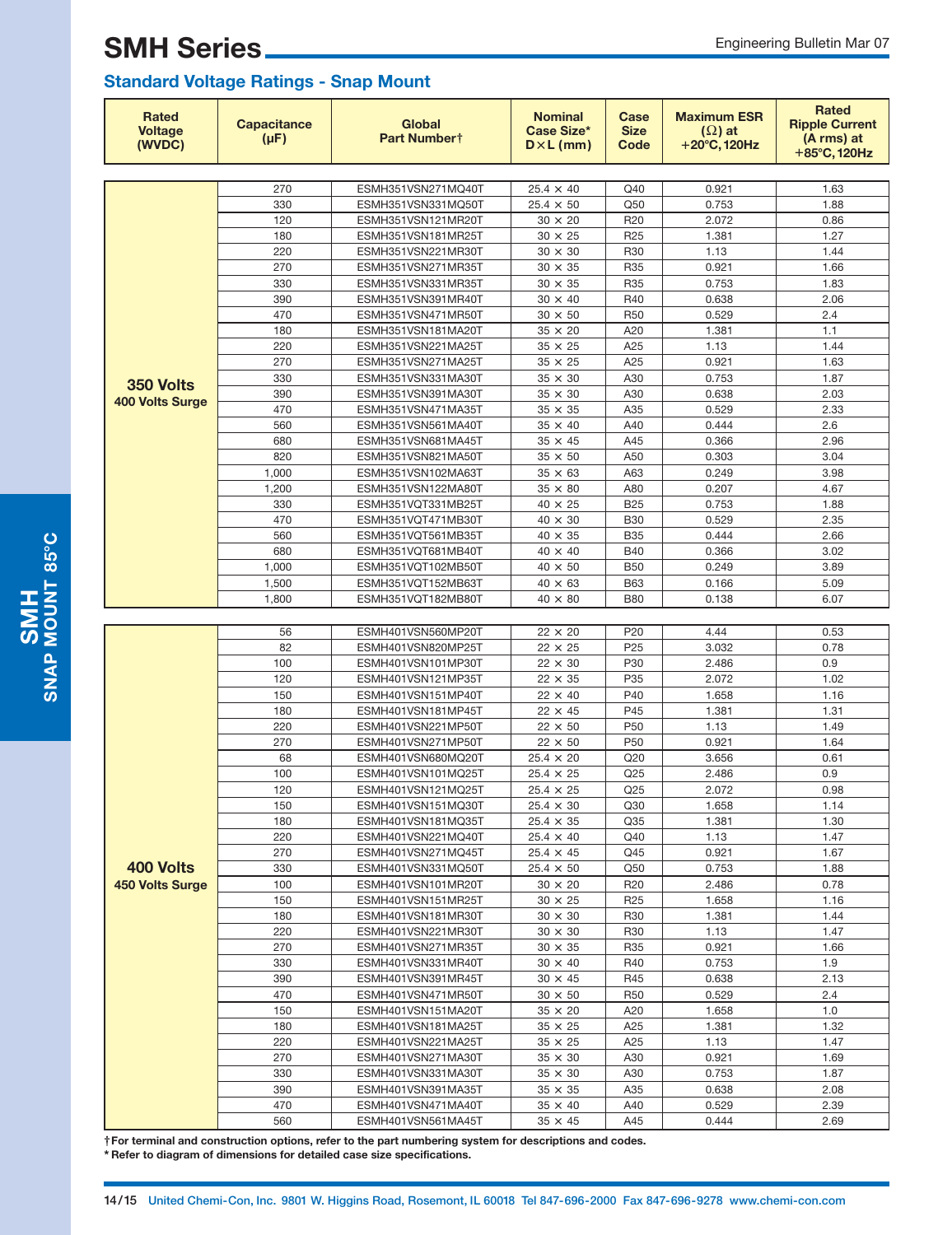# SMH Series

## Standard Voltage Ratings - Snap Mount

| Rated Voltage (WVDC) | Capacitance (µF) | Global Part Number† | Nominal Case Size* D×L (mm) | Case Size Code | Maximum ESR (Ω) at +20°C, 120Hz | Rated Ripple Current (A rms) at +85°C, 120Hz |
|---|---|---|---|---|---|---|
| **350 Volts** **400 Volts Surge** | 270 | ESMH351VSN271MQ40T | 25.4 × 40 | Q40 | 0.921 | 1.63 |
| | 330 | ESMH351VSN331MQ50T | 25.4 × 50 | Q50 | 0.753 | 1.88 |
| | 120 | ESMH351VSN121MR20T | 30 × 20 | R20 | 2.072 | 0.86 |
| | 180 | ESMH351VSN181MR25T | 30 × 25 | R25 | 1.381 | 1.27 |
| | 220 | ESMH351VSN221MR30T | 30 × 30 | R30 | 1.13 | 1.44 |
| | 270 | ESMH351VSN271MR35T | 30 × 35 | R35 | 0.921 | 1.66 |
| | 330 | ESMH351VSN331MR35T | 30 × 35 | R35 | 0.753 | 1.83 |
| | 390 | ESMH351VSN391MR40T | 30 × 40 | R40 | 0.638 | 2.06 |
| | 470 | ESMH351VSN471MR50T | 30 × 50 | R50 | 0.529 | 2.4 |
| | 180 | ESMH351VSN181MA20T | 35 × 20 | A20 | 1.381 | 1.1 |
| | 220 | ESMH351VSN221MA25T | 35 × 25 | A25 | 1.13 | 1.44 |
| | 270 | ESMH351VSN271MA25T | 35 × 25 | A25 | 0.921 | 1.63 |
| | 330 | ESMH351VSN331MA30T | 35 × 30 | A30 | 0.753 | 1.87 |
| | 390 | ESMH351VSN391MA30T | 35 × 30 | A30 | 0.638 | 2.03 |
| | 470 | ESMH351VSN471MA35T | 35 × 35 | A35 | 0.529 | 2.33 |
| | 560 | ESMH351VSN561MA40T | 35 × 40 | A40 | 0.444 | 2.6 |
| | 680 | ESMH351VSN681MA45T | 35 × 45 | A45 | 0.366 | 2.96 |
| | 820 | ESMH351VSN821MA50T | 35 × 50 | A50 | 0.303 | 3.04 |
| | 1,000 | ESMH351VSN102MA63T | 35 × 63 | A63 | 0.249 | 3.98 |
| | 1,200 | ESMH351VSN122MA80T | 35 × 80 | A80 | 0.207 | 4.67 |
| | 330 | ESMH351VQT331MB25T | 40 × 25 | B25 | 0.753 | 1.88 |
| | 470 | ESMH351VQT471MB30T | 40 × 30 | B30 | 0.529 | 2.35 |
| | 560 | ESMH351VQT561MB35T | 40 × 35 | B35 | 0.444 | 2.66 |
| | 680 | ESMH351VQT681MB40T | 40 × 40 | B40 | 0.366 | 3.02 |
| | 1,000 | ESMH351VQT102MB50T | 40 × 50 | B50 | 0.249 | 3.89 |
| | 1,500 | ESMH351VQT152MB63T | 40 × 63 | B63 | 0.166 | 5.09 |
| | 1,800 | ESMH351VQT182MB80T | 40 × 80 | B80 | 0.138 | 6.07 |
| **400 Volts** **450 Volts Surge** | 56 | ESMH401VSN560MP20T | 22 × 20 | P20 | 4.44 | 0.53 |
| | 82 | ESMH401VSN820MP25T | 22 × 25 | P25 | 3.032 | 0.78 |
| | 100 | ESMH401VSN101MP30T | 22 × 30 | P30 | 2.486 | 0.9 |
| | 120 | ESMH401VSN121MP35T | 22 × 35 | P35 | 2.072 | 1.02 |
| | 150 | ESMH401VSN151MP40T | 22 × 40 | P40 | 1.658 | 1.16 |
| | 180 | ESMH401VSN181MP45T | 22 × 45 | P45 | 1.381 | 1.31 |
| | 220 | ESMH401VSN221MP50T | 22 × 50 | P50 | 1.13 | 1.49 |
| | 270 | ESMH401VSN271MP50T | 22 × 50 | P50 | 0.921 | 1.64 |
| | 68 | ESMH401VSN680MQ20T | 25.4 × 20 | Q20 | 3.656 | 0.61 |
| | 100 | ESMH401VSN101MQ25T | 25.4 × 25 | Q25 | 2.486 | 0.9 |
| | 120 | ESMH401VSN121MQ25T | 25.4 × 25 | Q25 | 2.072 | 0.98 |
| | 150 | ESMH401VSN151MQ30T | 25.4 × 30 | Q30 | 1.658 | 1.14 |
| | 180 | ESMH401VSN181MQ35T | 25.4 × 35 | Q35 | 1.381 | 1.30 |
| | 220 | ESMH401VSN221MQ40T | 25.4 × 40 | Q40 | 1.13 | 1.47 |
| | 270 | ESMH401VSN271MQ45T | 25.4 × 45 | Q45 | 0.921 | 1.67 |
| | 330 | ESMH401VSN331MQ50T | 25.4 × 50 | Q50 | 0.753 | 1.88 |
| | 100 | ESMH401VSN101MR20T | 30 × 20 | R20 | 2.486 | 0.78 |
| | 150 | ESMH401VSN151MR25T | 30 × 25 | R25 | 1.658 | 1.16 |
| | 180 | ESMH401VSN181MR30T | 30 × 30 | R30 | 1.381 | 1.44 |
| | 220 | ESMH401VSN221MR30T | 30 × 30 | R30 | 1.13 | 1.47 |
| | 270 | ESMH401VSN271MR35T | 30 × 35 | R35 | 0.921 | 1.66 |
| | 330 | ESMH401VSN331MR40T | 30 × 40 | R40 | 0.753 | 1.9 |
| | 390 | ESMH401VSN391MR45T | 30 × 45 | R45 | 0.638 | 2.13 |
| | 470 | ESMH401VSN471MR50T | 30 × 50 | R50 | 0.529 | 2.4 |
| | 150 | ESMH401VSN151MA20T | 35 × 20 | A20 | 1.658 | 1.0 |
| | 180 | ESMH401VSN181MA25T | 35 × 25 | A25 | 1.381 | 1.32 |
| | 220 | ESMH401VSN221MA25T | 35 × 25 | A25 | 1.13 | 1.47 |
| | 270 | ESMH401VSN271MA30T | 35 × 30 | A30 | 0.921 | 1.69 |
| | 330 | ESMH401VSN331MA30T | 35 × 30 | A30 | 0.753 | 1.87 |
| | 390 | ESMH401VSN391MA35T | 35 × 35 | A35 | 0.638 | 2.08 |
| | 470 | ESMH401VSN471MA40T | 35 × 40 | A40 | 0.529 | 2.39 |
| | 560 | ESMH401VSN561MA45T | 35 × 45 | A45 | 0.444 | 2.69 |

**† For terminal and construction options, refer to the part numbering system for descriptions and codes.**
**\* Refer to diagram of dimensions for detailed case size specifications.**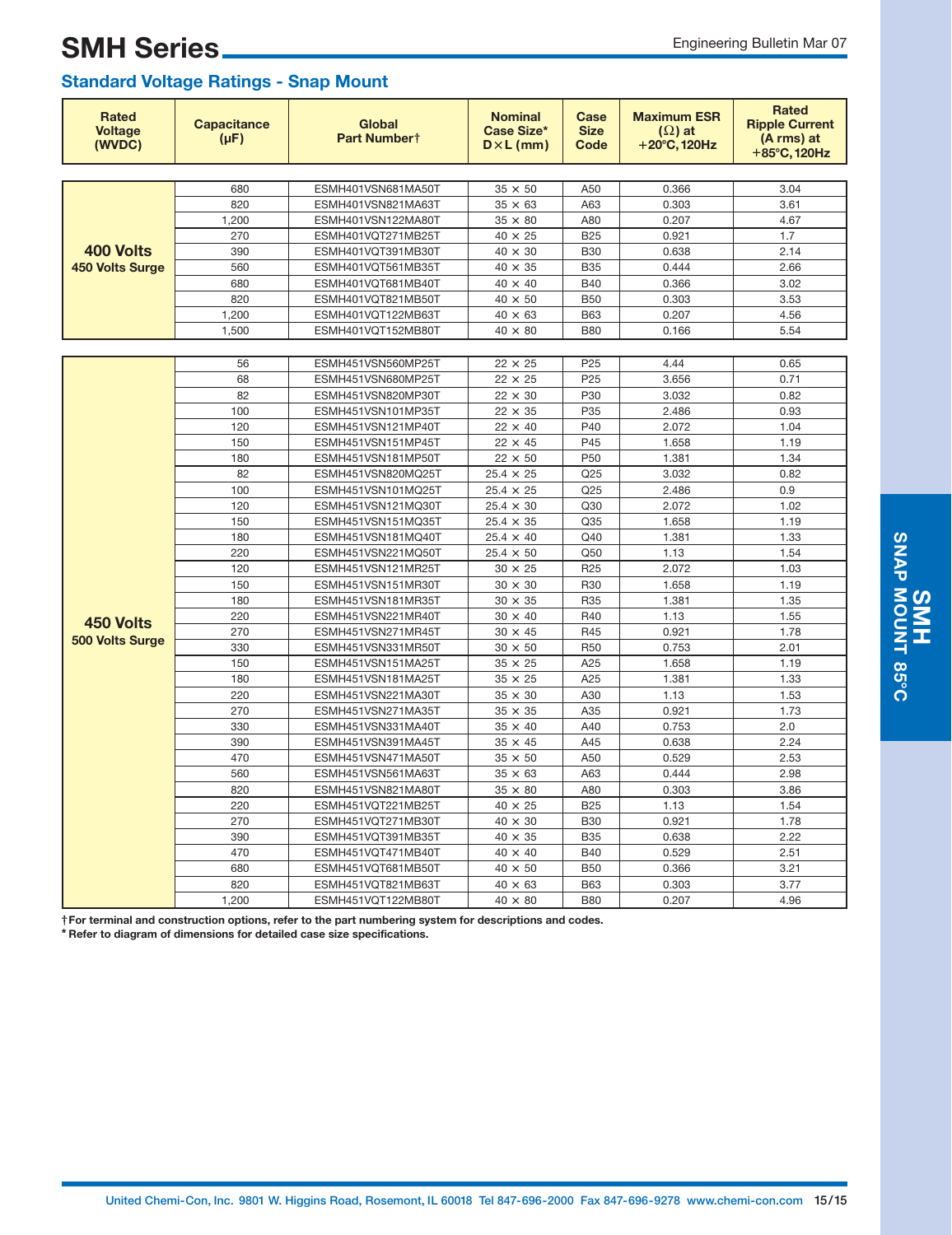# SMH Series

Engineering Bulletin Mar 07

## Standard Voltage Ratings - Snap Mount

| Rated Voltage (WVDC) | Capacitance (µF) | Global Part Number† | Nominal Case Size* D×L (mm) | Case Size Code | Maximum ESR (Ω) at +20°C, 120Hz | Rated Ripple Current (A rms) at +85°C, 120Hz |
|---|---|---|---|---|---|---|
| 400 Volts 450 Volts Surge | 680 | ESMH401VSN681MA50T | 35 × 50 | A50 | 0.366 | 3.04 |
| | 820 | ESMH401VSN821MA63T | 35 × 63 | A63 | 0.303 | 3.61 |
| | 1,200 | ESMH401VSN122MA80T | 35 × 80 | A80 | 0.207 | 4.67 |
| | 270 | ESMH401VQT271MB25T | 40 × 25 | B25 | 0.921 | 1.7 |
| | 390 | ESMH401VQT391MB30T | 40 × 30 | B30 | 0.638 | 2.14 |
| | 560 | ESMH401VQT561MB35T | 40 × 35 | B35 | 0.444 | 2.66 |
| | 680 | ESMH401VQT681MB40T | 40 × 40 | B40 | 0.366 | 3.02 |
| | 820 | ESMH401VQT821MB50T | 40 × 50 | B50 | 0.303 | 3.53 |
| | 1,200 | ESMH401VQT122MB63T | 40 × 63 | B63 | 0.207 | 4.56 |
| | 1,500 | ESMH401VQT152MB80T | 40 × 80 | B80 | 0.166 | 5.54 |
| 450 Volts 500 Volts Surge | 56 | ESMH451VSN560MP25T | 22 × 25 | P25 | 4.44 | 0.65 |
| | 68 | ESMH451VSN680MP25T | 22 × 25 | P25 | 3.656 | 0.71 |
| | 82 | ESMH451VSN820MP30T | 22 × 30 | P30 | 3.032 | 0.82 |
| | 100 | ESMH451VSN101MP35T | 22 × 35 | P35 | 2.486 | 0.93 |
| | 120 | ESMH451VSN121MP40T | 22 × 40 | P40 | 2.072 | 1.04 |
| | 150 | ESMH451VSN151MP45T | 22 × 45 | P45 | 1.658 | 1.19 |
| | 180 | ESMH451VSN181MP50T | 22 × 50 | P50 | 1.381 | 1.34 |
| | 82 | ESMH451VSN820MQ25T | 25.4 × 25 | Q25 | 3.032 | 0.82 |
| | 100 | ESMH451VSN101MQ25T | 25.4 × 25 | Q25 | 2.486 | 0.9 |
| | 120 | ESMH451VSN121MQ30T | 25.4 × 30 | Q30 | 2.072 | 1.02 |
| | 150 | ESMH451VSN151MQ35T | 25.4 × 35 | Q35 | 1.658 | 1.19 |
| | 180 | ESMH451VSN181MQ40T | 25.4 × 40 | Q40 | 1.381 | 1.33 |
| | 220 | ESMH451VSN221MQ50T | 25.4 × 50 | Q50 | 1.13 | 1.54 |
| | 120 | ESMH451VSN121MR25T | 30 × 25 | R25 | 2.072 | 1.03 |
| | 150 | ESMH451VSN151MR30T | 30 × 30 | R30 | 1.658 | 1.19 |
| | 180 | ESMH451VSN181MR35T | 30 × 35 | R35 | 1.381 | 1.35 |
| | 220 | ESMH451VSN221MR40T | 30 × 40 | R40 | 1.13 | 1.55 |
| | 270 | ESMH451VSN271MR45T | 30 × 45 | R45 | 0.921 | 1.78 |
| | 330 | ESMH451VSN331MR50T | 30 × 50 | R50 | 0.753 | 2.01 |
| | 150 | ESMH451VSN151MA25T | 35 × 25 | A25 | 1.658 | 1.19 |
| | 180 | ESMH451VSN181MA25T | 35 × 25 | A25 | 1.381 | 1.33 |
| | 220 | ESMH451VSN221MA30T | 35 × 30 | A30 | 1.13 | 1.53 |
| | 270 | ESMH451VSN271MA35T | 35 × 35 | A35 | 0.921 | 1.73 |
| | 330 | ESMH451VSN331MA40T | 35 × 40 | A40 | 0.753 | 2.0 |
| | 390 | ESMH451VSN391MA45T | 35 × 45 | A45 | 0.638 | 2.24 |
| | 470 | ESMH451VSN471MA50T | 35 × 50 | A50 | 0.529 | 2.53 |
| | 560 | ESMH451VSN561MA63T | 35 × 63 | A63 | 0.444 | 2.98 |
| | 820 | ESMH451VSN821MA80T | 35 × 80 | A80 | 0.303 | 3.86 |
| | 220 | ESMH451VQT221MB25T | 40 × 25 | B25 | 1.13 | 1.54 |
| | 270 | ESMH451VQT271MB30T | 40 × 30 | B30 | 0.921 | 1.78 |
| | 390 | ESMH451VQT391MB35T | 40 × 35 | B35 | 0.638 | 2.22 |
| | 470 | ESMH451VQT471MB40T | 40 × 40 | B40 | 0.529 | 2.51 |
| | 680 | ESMH451VQT681MB50T | 40 × 50 | B50 | 0.366 | 3.21 |
| | 820 | ESMH451VQT821MB63T | 40 × 63 | B63 | 0.303 | 3.77 |
| | 1,200 | ESMH451VQT122MB80T | 40 × 80 | B80 | 0.207 | 4.96 |

**† For terminal and construction options, refer to the part numbering system for descriptions and codes.**
**\* Refer to diagram of dimensions for detailed case size specifications.**

SMH SNAP MOUNT 85°C

United Chemi-Con, Inc. 9801 W. Higgins Road, Rosemont, IL 60018 Tel 847-696-2000 Fax 847-696-9278 www.chemi-con.com